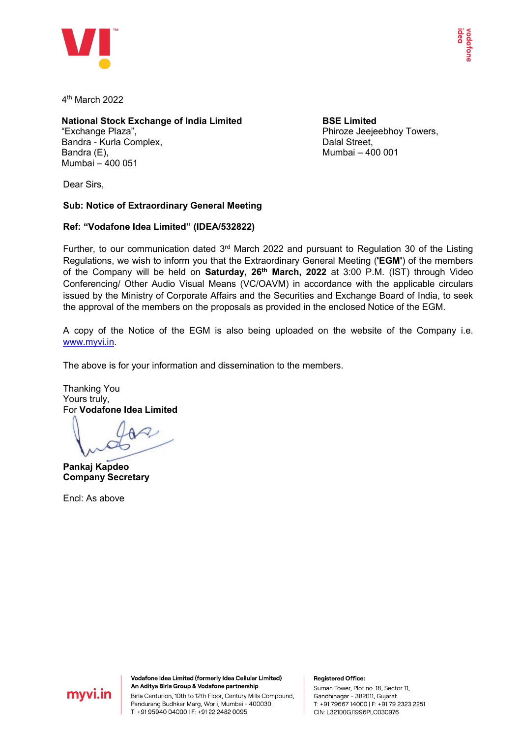4th March 2022

**National Stock Exchange of India Limited**
"Exchange Plaza",
Bandra - Kurla Complex,
Bandra (E),
Mumbai – 400 051

**BSE Limited**
Phiroze Jeejeebhoy Towers,
Dalal Street,
Mumbai – 400 001

Dear Sirs,

**Sub: Notice of Extraordinary General Meeting**

**Ref: "Vodafone Idea Limited" (IDEA/532822)**

Further, to our communication dated 3rd March 2022 and pursuant to Regulation 30 of the Listing Regulations, we wish to inform you that the Extraordinary General Meeting (**'EGM'**) of the members of the Company will be held on **Saturday, 26th March, 2022** at 3:00 P.M. (IST) through Video Conferencing/ Other Audio Visual Means (VC/OAVM) in accordance with the applicable circulars issued by the Ministry of Corporate Affairs and the Securities and Exchange Board of India, to seek the approval of the members on the proposals as provided in the enclosed Notice of the EGM.

A copy of the Notice of the EGM is also being uploaded on the website of the Company i.e. www.myvi.in.

The above is for your information and dissemination to the members.

Thanking You
Yours truly,
For **Vodafone Idea Limited**

**Pankaj Kapdeo**
**Company Secretary**

Encl: As above

**Vodafone Idea Limited (formerly Idea Cellular Limited)**
**An Aditya Birla Group & Vodafone partnership**
Birla Centurion, 10th to 12th Floor, Century Mills Compound, Pandurang Budhkar Marg, Worli, Mumbai - 400030.
T: +91 95940 04000 | F: +91 22 2482 0095

**Registered Office:**
Suman Tower, Plot no. 18, Sector 11, Gandhinagar - 382011, Gujarat.
T: +91 79667 14000 | F: +91 79 2323 2251
CIN: L32100GJ1996PLC030976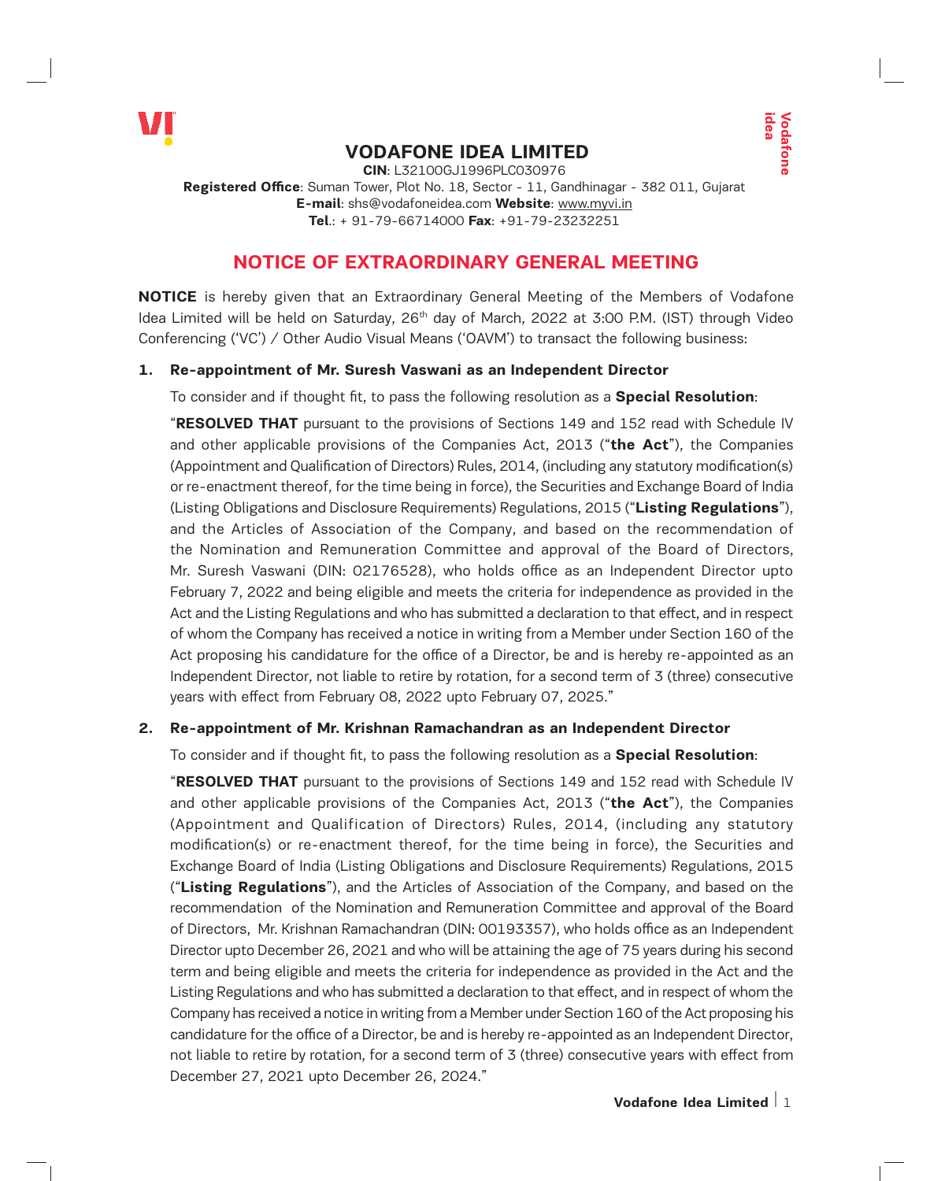# VODAFONE IDEA LIMITED

**CIN**: L32100GJ1996PLC030976
**Registered Office**: Suman Tower, Plot No. 18, Sector - 11, Gandhinagar - 382 011, Gujarat
**E-mail**: shs@vodafoneidea.com **Website**: www.myvi.in
**Tel**.: + 91-79-66714000 **Fax**: +91-79-23232251

## NOTICE OF EXTRAORDINARY GENERAL MEETING

**NOTICE** is hereby given that an Extraordinary General Meeting of the Members of Vodafone Idea Limited will be held on Saturday, 26th day of March, 2022 at 3:00 P.M. (IST) through Video Conferencing ('VC') / Other Audio Visual Means ('OAVM') to transact the following business:

**1. Re-appointment of Mr. Suresh Vaswani as an Independent Director**

To consider and if thought fit, to pass the following resolution as a **Special Resolution**:

"**RESOLVED THAT** pursuant to the provisions of Sections 149 and 152 read with Schedule IV and other applicable provisions of the Companies Act, 2013 ("**the Act**"), the Companies (Appointment and Qualification of Directors) Rules, 2014, (including any statutory modification(s) or re-enactment thereof, for the time being in force), the Securities and Exchange Board of India (Listing Obligations and Disclosure Requirements) Regulations, 2015 ("**Listing Regulations**"), and the Articles of Association of the Company, and based on the recommendation of the Nomination and Remuneration Committee and approval of the Board of Directors, Mr. Suresh Vaswani (DIN: 02176528), who holds office as an Independent Director upto February 7, 2022 and being eligible and meets the criteria for independence as provided in the Act and the Listing Regulations and who has submitted a declaration to that effect, and in respect of whom the Company has received a notice in writing from a Member under Section 160 of the Act proposing his candidature for the office of a Director, be and is hereby re-appointed as an Independent Director, not liable to retire by rotation, for a second term of 3 (three) consecutive years with effect from February 08, 2022 upto February 07, 2025."

**2. Re-appointment of Mr. Krishnan Ramachandran as an Independent Director**

To consider and if thought fit, to pass the following resolution as a **Special Resolution**:

"**RESOLVED THAT** pursuant to the provisions of Sections 149 and 152 read with Schedule IV and other applicable provisions of the Companies Act, 2013 ("**the Act**"), the Companies (Appointment and Qualification of Directors) Rules, 2014, (including any statutory modification(s) or re-enactment thereof, for the time being in force), the Securities and Exchange Board of India (Listing Obligations and Disclosure Requirements) Regulations, 2015 ("**Listing Regulations**"), and the Articles of Association of the Company, and based on the recommendation of the Nomination and Remuneration Committee and approval of the Board of Directors, Mr. Krishnan Ramachandran (DIN: 00193357), who holds office as an Independent Director upto December 26, 2021 and who will be attaining the age of 75 years during his second term and being eligible and meets the criteria for independence as provided in the Act and the Listing Regulations and who has submitted a declaration to that effect, and in respect of whom the Company has received a notice in writing from a Member under Section 160 of the Act proposing his candidature for the office of a Director, be and is hereby re-appointed as an Independent Director, not liable to retire by rotation, for a second term of 3 (three) consecutive years with effect from December 27, 2021 upto December 26, 2024."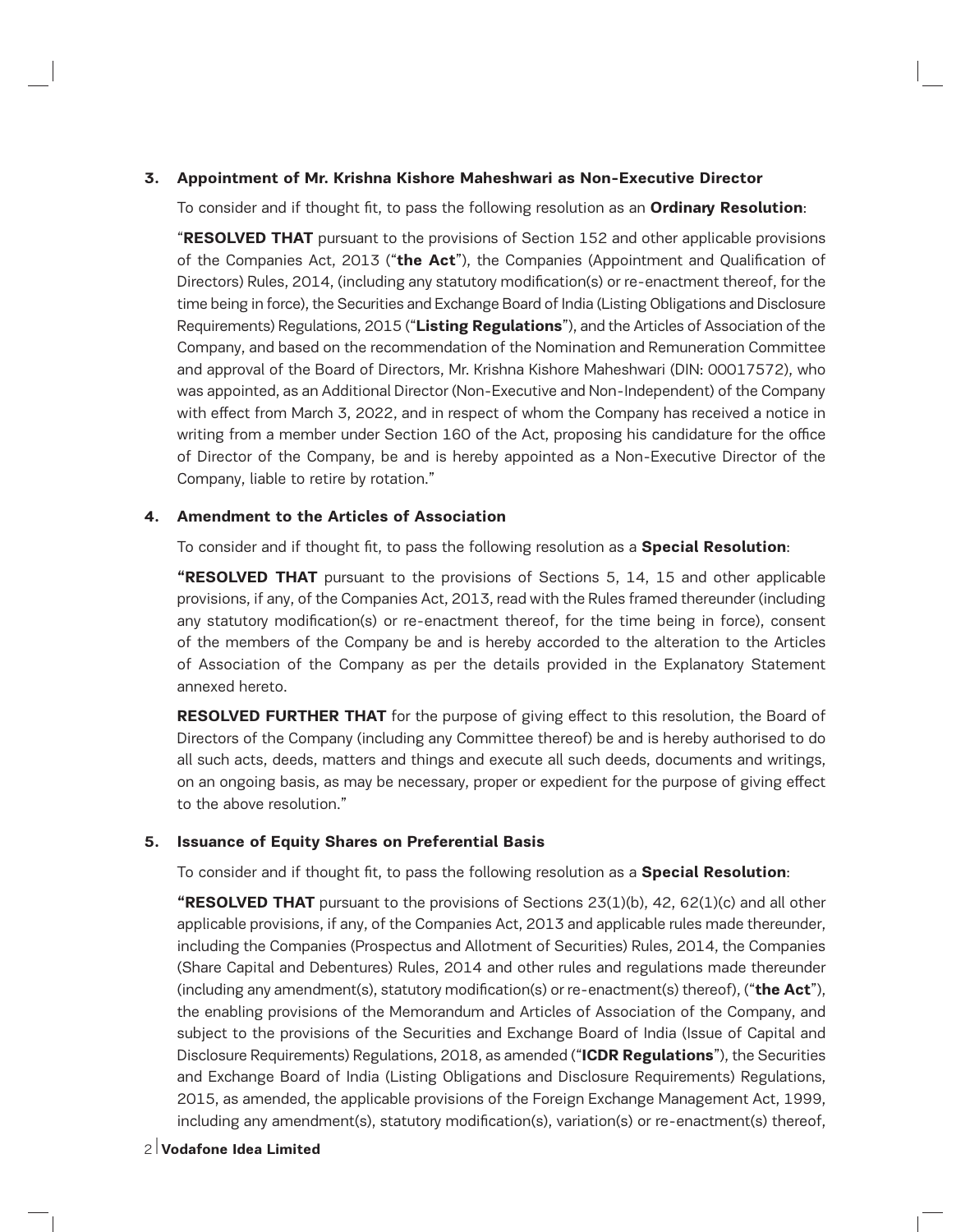**3. Appointment of Mr. Krishna Kishore Maheshwari as Non-Executive Director**

To consider and if thought fit, to pass the following resolution as an **Ordinary Resolution**:

"**RESOLVED THAT** pursuant to the provisions of Section 152 and other applicable provisions of the Companies Act, 2013 ("**the Act**"), the Companies (Appointment and Qualification of Directors) Rules, 2014, (including any statutory modification(s) or re-enactment thereof, for the time being in force), the Securities and Exchange Board of India (Listing Obligations and Disclosure Requirements) Regulations, 2015 ("**Listing Regulations**"), and the Articles of Association of the Company, and based on the recommendation of the Nomination and Remuneration Committee and approval of the Board of Directors, Mr. Krishna Kishore Maheshwari (DIN: 00017572), who was appointed, as an Additional Director (Non-Executive and Non-Independent) of the Company with effect from March 3, 2022, and in respect of whom the Company has received a notice in writing from a member under Section 160 of the Act, proposing his candidature for the office of Director of the Company, be and is hereby appointed as a Non-Executive Director of the Company, liable to retire by rotation."

**4. Amendment to the Articles of Association**

To consider and if thought fit, to pass the following resolution as a **Special Resolution**:

**"RESOLVED THAT** pursuant to the provisions of Sections 5, 14, 15 and other applicable provisions, if any, of the Companies Act, 2013, read with the Rules framed thereunder (including any statutory modification(s) or re-enactment thereof, for the time being in force), consent of the members of the Company be and is hereby accorded to the alteration to the Articles of Association of the Company as per the details provided in the Explanatory Statement annexed hereto.

**RESOLVED FURTHER THAT** for the purpose of giving effect to this resolution, the Board of Directors of the Company (including any Committee thereof) be and is hereby authorised to do all such acts, deeds, matters and things and execute all such deeds, documents and writings, on an ongoing basis, as may be necessary, proper or expedient for the purpose of giving effect to the above resolution."

**5. Issuance of Equity Shares on Preferential Basis**

To consider and if thought fit, to pass the following resolution as a **Special Resolution**:

**"RESOLVED THAT** pursuant to the provisions of Sections 23(1)(b), 42, 62(1)(c) and all other applicable provisions, if any, of the Companies Act, 2013 and applicable rules made thereunder, including the Companies (Prospectus and Allotment of Securities) Rules, 2014, the Companies (Share Capital and Debentures) Rules, 2014 and other rules and regulations made thereunder (including any amendment(s), statutory modification(s) or re-enactment(s) thereof), ("**the Act**"), the enabling provisions of the Memorandum and Articles of Association of the Company, and subject to the provisions of the Securities and Exchange Board of India (Issue of Capital and Disclosure Requirements) Regulations, 2018, as amended ("**ICDR Regulations**"), the Securities and Exchange Board of India (Listing Obligations and Disclosure Requirements) Regulations, 2015, as amended, the applicable provisions of the Foreign Exchange Management Act, 1999, including any amendment(s), statutory modification(s), variation(s) or re-enactment(s) thereof,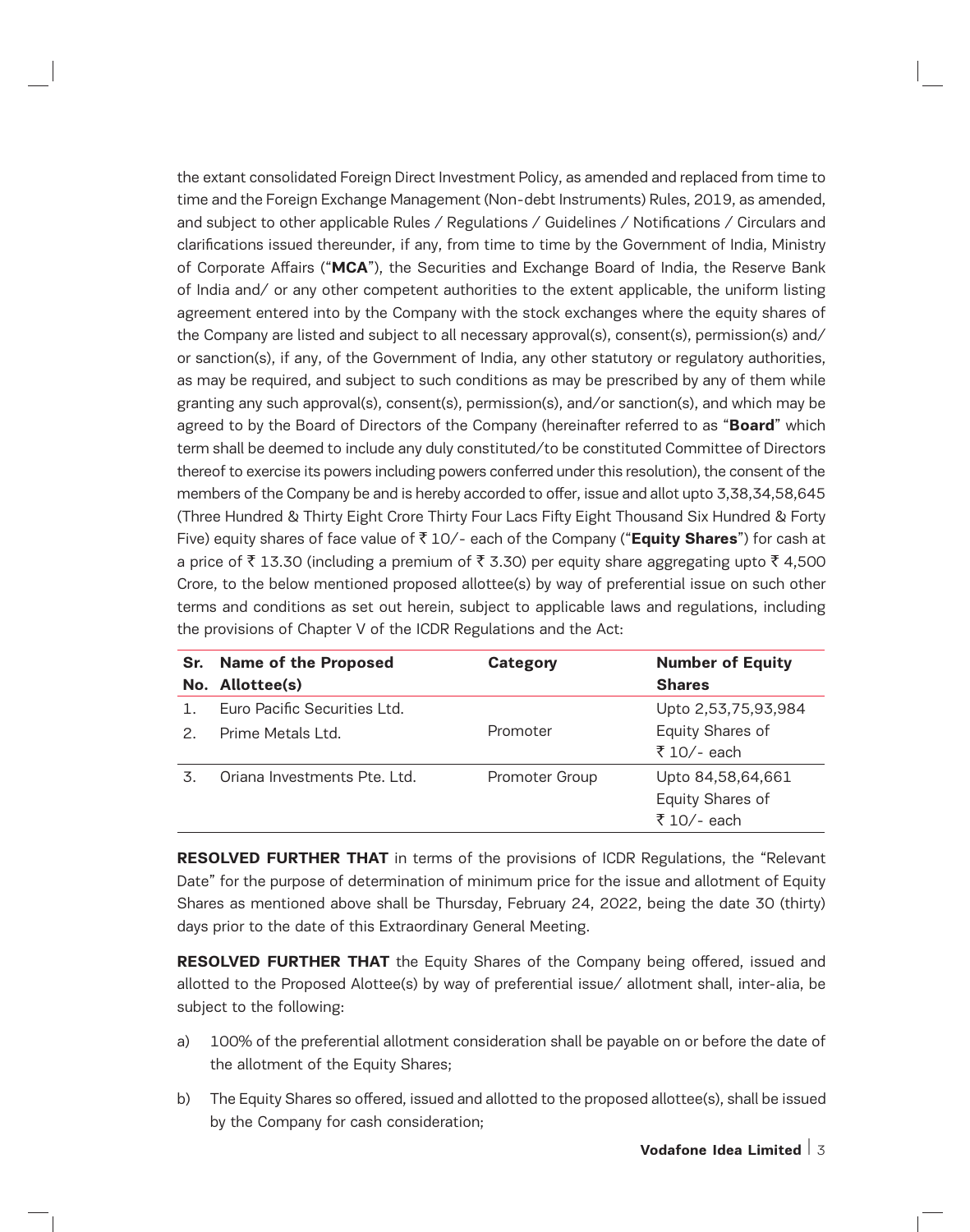the extant consolidated Foreign Direct Investment Policy, as amended and replaced from time to time and the Foreign Exchange Management (Non-debt Instruments) Rules, 2019, as amended, and subject to other applicable Rules / Regulations / Guidelines / Notifications / Circulars and clarifications issued thereunder, if any, from time to time by the Government of India, Ministry of Corporate Affairs ("**MCA**"), the Securities and Exchange Board of India, the Reserve Bank of India and/ or any other competent authorities to the extent applicable, the uniform listing agreement entered into by the Company with the stock exchanges where the equity shares of the Company are listed and subject to all necessary approval(s), consent(s), permission(s) and/ or sanction(s), if any, of the Government of India, any other statutory or regulatory authorities, as may be required, and subject to such conditions as may be prescribed by any of them while granting any such approval(s), consent(s), permission(s), and/or sanction(s), and which may be agreed to by the Board of Directors of the Company (hereinafter referred to as "**Board**" which term shall be deemed to include any duly constituted/to be constituted Committee of Directors thereof to exercise its powers including powers conferred under this resolution), the consent of the members of the Company be and is hereby accorded to offer, issue and allot upto 3,38,34,58,645 (Three Hundred & Thirty Eight Crore Thirty Four Lacs Fifty Eight Thousand Six Hundred & Forty Five) equity shares of face value of ₹ 10/- each of the Company ("**Equity Shares**") for cash at a price of ₹ 13.30 (including a premium of ₹ 3.30) per equity share aggregating upto ₹ 4,500 Crore, to the below mentioned proposed allottee(s) by way of preferential issue on such other terms and conditions as set out herein, subject to applicable laws and regulations, including the provisions of Chapter V of the ICDR Regulations and the Act:

| Sr. No. | Name of the Proposed Allottee(s) | Category | Number of Equity Shares |
|---|---|---|---|
| 1. | Euro Pacific Securities Ltd. | Promoter | Upto 2,53,75,93,984 Equity Shares of ₹ 10/- each |
| 2. | Prime Metals Ltd. | | |
| 3. | Oriana Investments Pte. Ltd. | Promoter Group | Upto 84,58,64,661 Equity Shares of ₹ 10/- each |

**RESOLVED FURTHER THAT** in terms of the provisions of ICDR Regulations, the "Relevant Date" for the purpose of determination of minimum price for the issue and allotment of Equity Shares as mentioned above shall be Thursday, February 24, 2022, being the date 30 (thirty) days prior to the date of this Extraordinary General Meeting.

**RESOLVED FURTHER THAT** the Equity Shares of the Company being offered, issued and allotted to the Proposed Alottee(s) by way of preferential issue/ allotment shall, inter-alia, be subject to the following:

a) 100% of the preferential allotment consideration shall be payable on or before the date of the allotment of the Equity Shares;

b) The Equity Shares so offered, issued and allotted to the proposed allottee(s), shall be issued by the Company for cash consideration;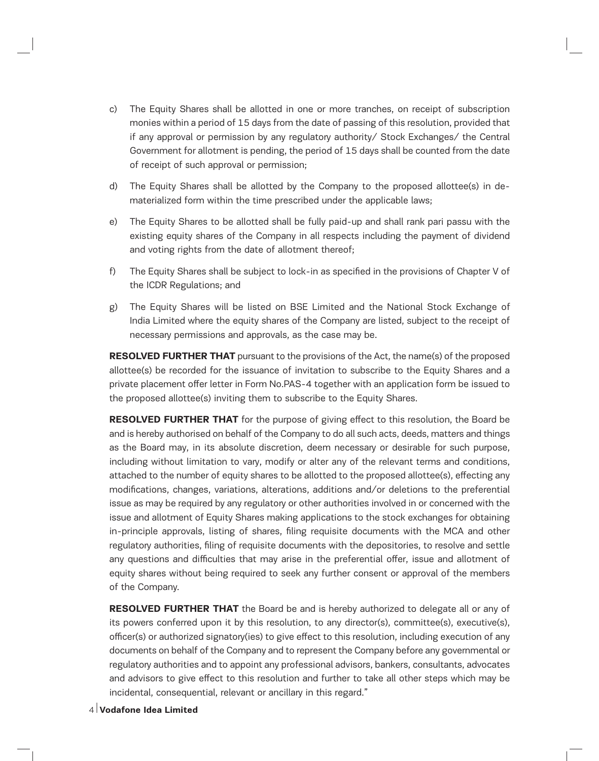c) The Equity Shares shall be allotted in one or more tranches, on receipt of subscription monies within a period of 15 days from the date of passing of this resolution, provided that if any approval or permission by any regulatory authority/ Stock Exchanges/ the Central Government for allotment is pending, the period of 15 days shall be counted from the date of receipt of such approval or permission;

d) The Equity Shares shall be allotted by the Company to the proposed allottee(s) in de-materialized form within the time prescribed under the applicable laws;

e) The Equity Shares to be allotted shall be fully paid-up and shall rank pari passu with the existing equity shares of the Company in all respects including the payment of dividend and voting rights from the date of allotment thereof;

f) The Equity Shares shall be subject to lock-in as specified in the provisions of Chapter V of the ICDR Regulations; and

g) The Equity Shares will be listed on BSE Limited and the National Stock Exchange of India Limited where the equity shares of the Company are listed, subject to the receipt of necessary permissions and approvals, as the case may be.

**RESOLVED FURTHER THAT** pursuant to the provisions of the Act, the name(s) of the proposed allottee(s) be recorded for the issuance of invitation to subscribe to the Equity Shares and a private placement offer letter in Form No.PAS-4 together with an application form be issued to the proposed allottee(s) inviting them to subscribe to the Equity Shares.

**RESOLVED FURTHER THAT** for the purpose of giving effect to this resolution, the Board be and is hereby authorised on behalf of the Company to do all such acts, deeds, matters and things as the Board may, in its absolute discretion, deem necessary or desirable for such purpose, including without limitation to vary, modify or alter any of the relevant terms and conditions, attached to the number of equity shares to be allotted to the proposed allottee(s), effecting any modifications, changes, variations, alterations, additions and/or deletions to the preferential issue as may be required by any regulatory or other authorities involved in or concerned with the issue and allotment of Equity Shares making applications to the stock exchanges for obtaining in-principle approvals, listing of shares, filing requisite documents with the MCA and other regulatory authorities, filing of requisite documents with the depositories, to resolve and settle any questions and difficulties that may arise in the preferential offer, issue and allotment of equity shares without being required to seek any further consent or approval of the members of the Company.

**RESOLVED FURTHER THAT** the Board be and is hereby authorized to delegate all or any of its powers conferred upon it by this resolution, to any director(s), committee(s), executive(s), officer(s) or authorized signatory(ies) to give effect to this resolution, including execution of any documents on behalf of the Company and to represent the Company before any governmental or regulatory authorities and to appoint any professional advisors, bankers, consultants, advocates and advisors to give effect to this resolution and further to take all other steps which may be incidental, consequential, relevant or ancillary in this regard."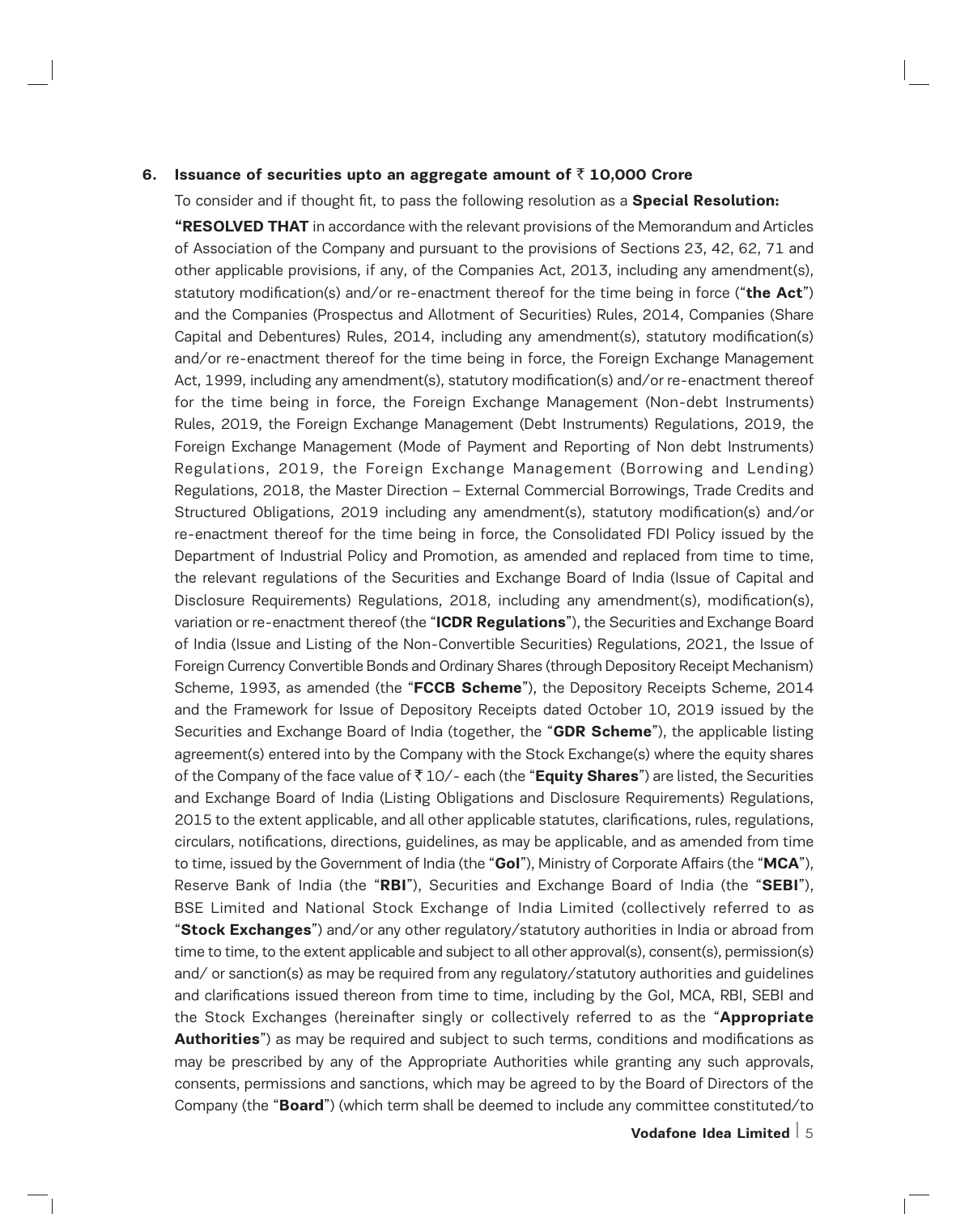**6. Issuance of securities upto an aggregate amount of ₹ 10,000 Crore**

To consider and if thought fit, to pass the following resolution as a **Special Resolution:**

**"RESOLVED THAT** in accordance with the relevant provisions of the Memorandum and Articles of Association of the Company and pursuant to the provisions of Sections 23, 42, 62, 71 and other applicable provisions, if any, of the Companies Act, 2013, including any amendment(s), statutory modification(s) and/or re-enactment thereof for the time being in force ("**the Act**") and the Companies (Prospectus and Allotment of Securities) Rules, 2014, Companies (Share Capital and Debentures) Rules, 2014, including any amendment(s), statutory modification(s) and/or re-enactment thereof for the time being in force, the Foreign Exchange Management Act, 1999, including any amendment(s), statutory modification(s) and/or re-enactment thereof for the time being in force, the Foreign Exchange Management (Non-debt Instruments) Rules, 2019, the Foreign Exchange Management (Debt Instruments) Regulations, 2019, the Foreign Exchange Management (Mode of Payment and Reporting of Non debt Instruments) Regulations, 2019, the Foreign Exchange Management (Borrowing and Lending) Regulations, 2018, the Master Direction – External Commercial Borrowings, Trade Credits and Structured Obligations, 2019 including any amendment(s), statutory modification(s) and/or re-enactment thereof for the time being in force, the Consolidated FDI Policy issued by the Department of Industrial Policy and Promotion, as amended and replaced from time to time, the relevant regulations of the Securities and Exchange Board of India (Issue of Capital and Disclosure Requirements) Regulations, 2018, including any amendment(s), modification(s), variation or re-enactment thereof (the "**ICDR Regulations**"), the Securities and Exchange Board of India (Issue and Listing of the Non-Convertible Securities) Regulations, 2021, the Issue of Foreign Currency Convertible Bonds and Ordinary Shares (through Depository Receipt Mechanism) Scheme, 1993, as amended (the "**FCCB Scheme**"), the Depository Receipts Scheme, 2014 and the Framework for Issue of Depository Receipts dated October 10, 2019 issued by the Securities and Exchange Board of India (together, the "**GDR Scheme**"), the applicable listing agreement(s) entered into by the Company with the Stock Exchange(s) where the equity shares of the Company of the face value of ₹ 10/- each (the "**Equity Shares**") are listed, the Securities and Exchange Board of India (Listing Obligations and Disclosure Requirements) Regulations, 2015 to the extent applicable, and all other applicable statutes, clarifications, rules, regulations, circulars, notifications, directions, guidelines, as may be applicable, and as amended from time to time, issued by the Government of India (the "**GoI**"), Ministry of Corporate Affairs (the "**MCA**"), Reserve Bank of India (the "**RBI**"), Securities and Exchange Board of India (the "**SEBI**"), BSE Limited and National Stock Exchange of India Limited (collectively referred to as "**Stock Exchanges**") and/or any other regulatory/statutory authorities in India or abroad from time to time, to the extent applicable and subject to all other approval(s), consent(s), permission(s) and/ or sanction(s) as may be required from any regulatory/statutory authorities and guidelines and clarifications issued thereon from time to time, including by the GoI, MCA, RBI, SEBI and the Stock Exchanges (hereinafter singly or collectively referred to as the "**Appropriate Authorities**") as may be required and subject to such terms, conditions and modifications as may be prescribed by any of the Appropriate Authorities while granting any such approvals, consents, permissions and sanctions, which may be agreed to by the Board of Directors of the Company (the "**Board**") (which term shall be deemed to include any committee constituted/to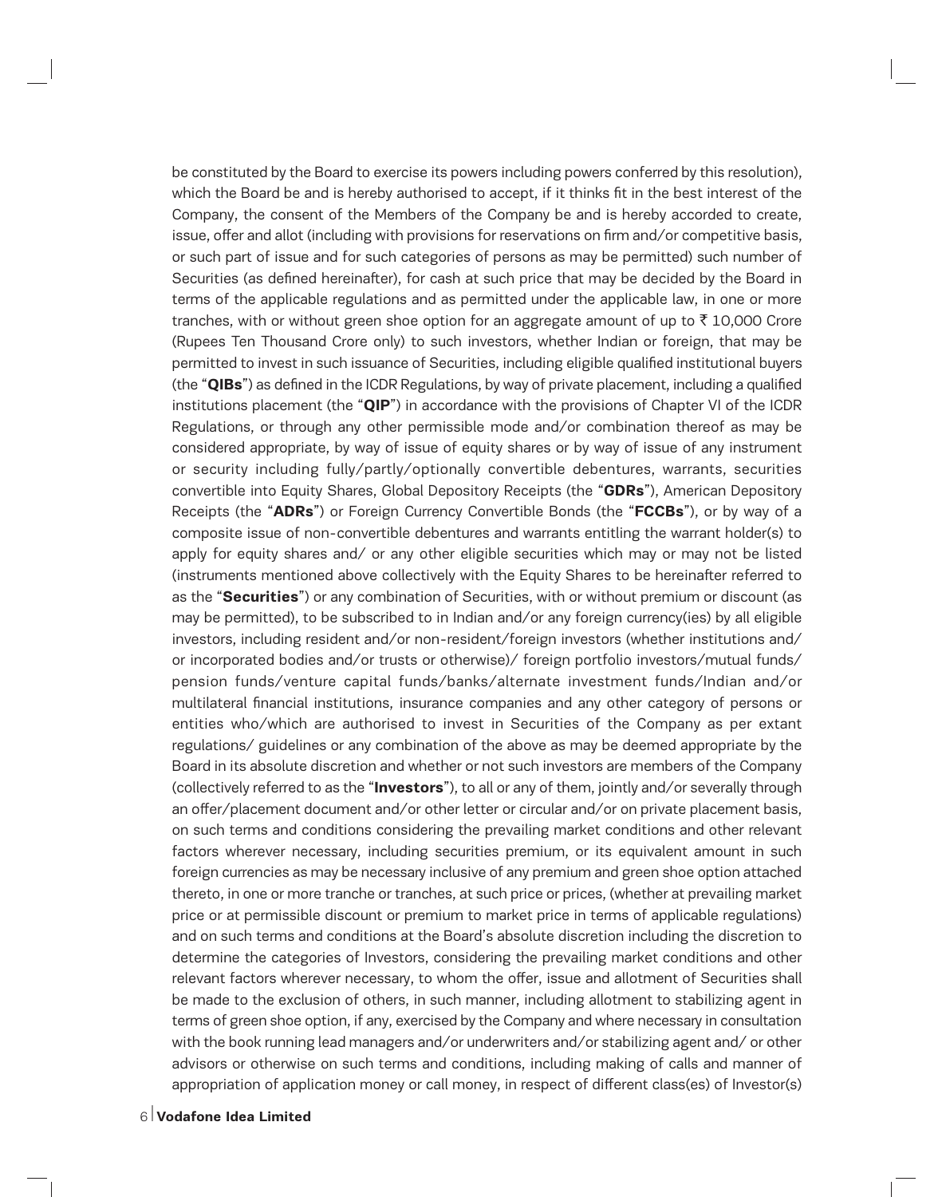be constituted by the Board to exercise its powers including powers conferred by this resolution), which the Board be and is hereby authorised to accept, if it thinks fit in the best interest of the Company, the consent of the Members of the Company be and is hereby accorded to create, issue, offer and allot (including with provisions for reservations on firm and/or competitive basis, or such part of issue and for such categories of persons as may be permitted) such number of Securities (as defined hereinafter), for cash at such price that may be decided by the Board in terms of the applicable regulations and as permitted under the applicable law, in one or more tranches, with or without green shoe option for an aggregate amount of up to ₹ 10,000 Crore (Rupees Ten Thousand Crore only) to such investors, whether Indian or foreign, that may be permitted to invest in such issuance of Securities, including eligible qualified institutional buyers (the "**QIBs**") as defined in the ICDR Regulations, by way of private placement, including a qualified institutions placement (the "**QIP**") in accordance with the provisions of Chapter VI of the ICDR Regulations, or through any other permissible mode and/or combination thereof as may be considered appropriate, by way of issue of equity shares or by way of issue of any instrument or security including fully/partly/optionally convertible debentures, warrants, securities convertible into Equity Shares, Global Depository Receipts (the "**GDRs**"), American Depository Receipts (the "**ADRs**") or Foreign Currency Convertible Bonds (the "**FCCBs**"), or by way of a composite issue of non-convertible debentures and warrants entitling the warrant holder(s) to apply for equity shares and/ or any other eligible securities which may or may not be listed (instruments mentioned above collectively with the Equity Shares to be hereinafter referred to as the "**Securities**") or any combination of Securities, with or without premium or discount (as may be permitted), to be subscribed to in Indian and/or any foreign currency(ies) by all eligible investors, including resident and/or non-resident/foreign investors (whether institutions and/ or incorporated bodies and/or trusts or otherwise)/ foreign portfolio investors/mutual funds/ pension funds/venture capital funds/banks/alternate investment funds/Indian and/or multilateral financial institutions, insurance companies and any other category of persons or entities who/which are authorised to invest in Securities of the Company as per extant regulations/ guidelines or any combination of the above as may be deemed appropriate by the Board in its absolute discretion and whether or not such investors are members of the Company (collectively referred to as the "**Investors**"), to all or any of them, jointly and/or severally through an offer/placement document and/or other letter or circular and/or on private placement basis, on such terms and conditions considering the prevailing market conditions and other relevant factors wherever necessary, including securities premium, or its equivalent amount in such foreign currencies as may be necessary inclusive of any premium and green shoe option attached thereto, in one or more tranche or tranches, at such price or prices, (whether at prevailing market price or at permissible discount or premium to market price in terms of applicable regulations) and on such terms and conditions at the Board's absolute discretion including the discretion to determine the categories of Investors, considering the prevailing market conditions and other relevant factors wherever necessary, to whom the offer, issue and allotment of Securities shall be made to the exclusion of others, in such manner, including allotment to stabilizing agent in terms of green shoe option, if any, exercised by the Company and where necessary in consultation with the book running lead managers and/or underwriters and/or stabilizing agent and/ or other advisors or otherwise on such terms and conditions, including making of calls and manner of appropriation of application money or call money, in respect of different class(es) of Investor(s)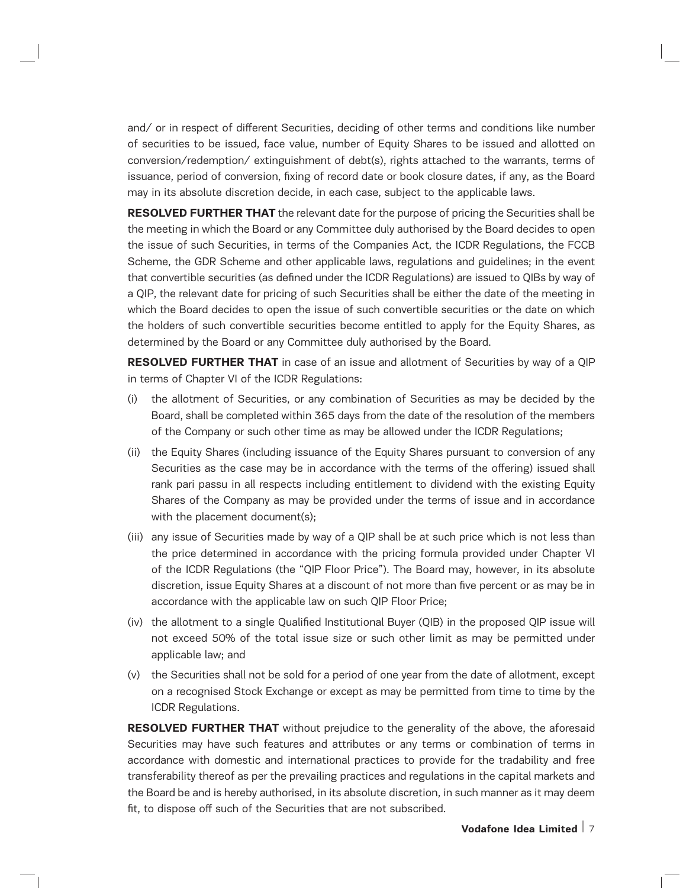and/ or in respect of different Securities, deciding of other terms and conditions like number of securities to be issued, face value, number of Equity Shares to be issued and allotted on conversion/redemption/ extinguishment of debt(s), rights attached to the warrants, terms of issuance, period of conversion, fixing of record date or book closure dates, if any, as the Board may in its absolute discretion decide, in each case, subject to the applicable laws.

**RESOLVED FURTHER THAT** the relevant date for the purpose of pricing the Securities shall be the meeting in which the Board or any Committee duly authorised by the Board decides to open the issue of such Securities, in terms of the Companies Act, the ICDR Regulations, the FCCB Scheme, the GDR Scheme and other applicable laws, regulations and guidelines; in the event that convertible securities (as defined under the ICDR Regulations) are issued to QIBs by way of a QIP, the relevant date for pricing of such Securities shall be either the date of the meeting in which the Board decides to open the issue of such convertible securities or the date on which the holders of such convertible securities become entitled to apply for the Equity Shares, as determined by the Board or any Committee duly authorised by the Board.

**RESOLVED FURTHER THAT** in case of an issue and allotment of Securities by way of a QIP in terms of Chapter VI of the ICDR Regulations:

(i) the allotment of Securities, or any combination of Securities as may be decided by the Board, shall be completed within 365 days from the date of the resolution of the members of the Company or such other time as may be allowed under the ICDR Regulations;

(ii) the Equity Shares (including issuance of the Equity Shares pursuant to conversion of any Securities as the case may be in accordance with the terms of the offering) issued shall rank pari passu in all respects including entitlement to dividend with the existing Equity Shares of the Company as may be provided under the terms of issue and in accordance with the placement document(s);

(iii) any issue of Securities made by way of a QIP shall be at such price which is not less than the price determined in accordance with the pricing formula provided under Chapter VI of the ICDR Regulations (the "QIP Floor Price"). The Board may, however, in its absolute discretion, issue Equity Shares at a discount of not more than five percent or as may be in accordance with the applicable law on such QIP Floor Price;

(iv) the allotment to a single Qualified Institutional Buyer (QIB) in the proposed QIP issue will not exceed 50% of the total issue size or such other limit as may be permitted under applicable law; and

(v) the Securities shall not be sold for a period of one year from the date of allotment, except on a recognised Stock Exchange or except as may be permitted from time to time by the ICDR Regulations.

**RESOLVED FURTHER THAT** without prejudice to the generality of the above, the aforesaid Securities may have such features and attributes or any terms or combination of terms in accordance with domestic and international practices to provide for the tradability and free transferability thereof as per the prevailing practices and regulations in the capital markets and the Board be and is hereby authorised, in its absolute discretion, in such manner as it may deem fit, to dispose off such of the Securities that are not subscribed.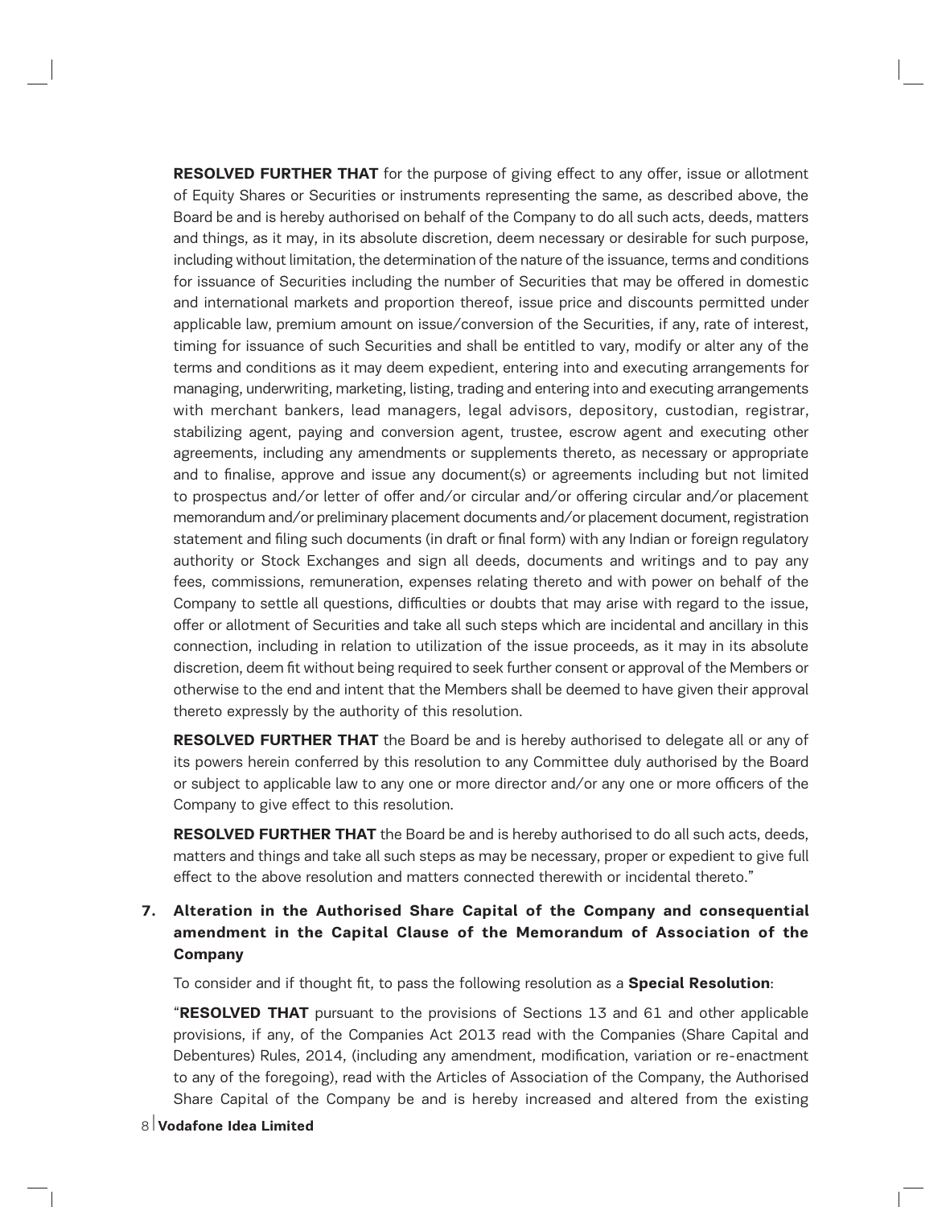**RESOLVED FURTHER THAT** for the purpose of giving effect to any offer, issue or allotment of Equity Shares or Securities or instruments representing the same, as described above, the Board be and is hereby authorised on behalf of the Company to do all such acts, deeds, matters and things, as it may, in its absolute discretion, deem necessary or desirable for such purpose, including without limitation, the determination of the nature of the issuance, terms and conditions for issuance of Securities including the number of Securities that may be offered in domestic and international markets and proportion thereof, issue price and discounts permitted under applicable law, premium amount on issue/conversion of the Securities, if any, rate of interest, timing for issuance of such Securities and shall be entitled to vary, modify or alter any of the terms and conditions as it may deem expedient, entering into and executing arrangements for managing, underwriting, marketing, listing, trading and entering into and executing arrangements with merchant bankers, lead managers, legal advisors, depository, custodian, registrar, stabilizing agent, paying and conversion agent, trustee, escrow agent and executing other agreements, including any amendments or supplements thereto, as necessary or appropriate and to finalise, approve and issue any document(s) or agreements including but not limited to prospectus and/or letter of offer and/or circular and/or offering circular and/or placement memorandum and/or preliminary placement documents and/or placement document, registration statement and filing such documents (in draft or final form) with any Indian or foreign regulatory authority or Stock Exchanges and sign all deeds, documents and writings and to pay any fees, commissions, remuneration, expenses relating thereto and with power on behalf of the Company to settle all questions, difficulties or doubts that may arise with regard to the issue, offer or allotment of Securities and take all such steps which are incidental and ancillary in this connection, including in relation to utilization of the issue proceeds, as it may in its absolute discretion, deem fit without being required to seek further consent or approval of the Members or otherwise to the end and intent that the Members shall be deemed to have given their approval thereto expressly by the authority of this resolution.

**RESOLVED FURTHER THAT** the Board be and is hereby authorised to delegate all or any of its powers herein conferred by this resolution to any Committee duly authorised by the Board or subject to applicable law to any one or more director and/or any one or more officers of the Company to give effect to this resolution.

**RESOLVED FURTHER THAT** the Board be and is hereby authorised to do all such acts, deeds, matters and things and take all such steps as may be necessary, proper or expedient to give full effect to the above resolution and matters connected therewith or incidental thereto."

**7. Alteration in the Authorised Share Capital of the Company and consequential amendment in the Capital Clause of the Memorandum of Association of the Company**

To consider and if thought fit, to pass the following resolution as a **Special Resolution**:

"**RESOLVED THAT** pursuant to the provisions of Sections 13 and 61 and other applicable provisions, if any, of the Companies Act 2013 read with the Companies (Share Capital and Debentures) Rules, 2014, (including any amendment, modification, variation or re-enactment to any of the foregoing), read with the Articles of Association of the Company, the Authorised Share Capital of the Company be and is hereby increased and altered from the existing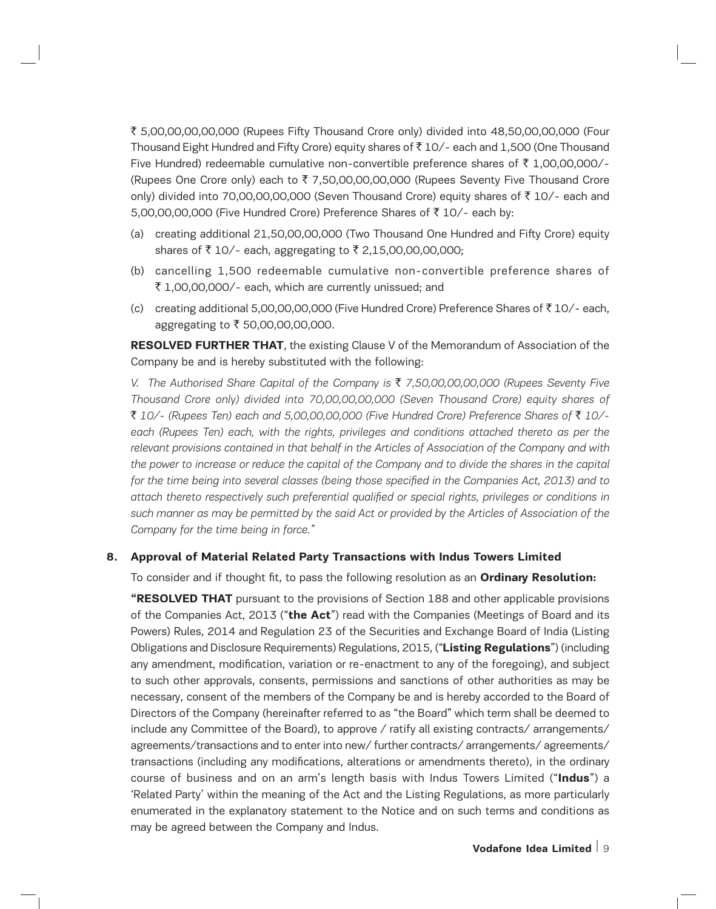₹ 5,00,00,00,00,000 (Rupees Fifty Thousand Crore only) divided into 48,50,00,00,000 (Four Thousand Eight Hundred and Fifty Crore) equity shares of ₹ 10/- each and 1,500 (One Thousand Five Hundred) redeemable cumulative non-convertible preference shares of ₹ 1,00,00,000/- (Rupees One Crore only) each to ₹ 7,50,00,00,00,000 (Rupees Seventy Five Thousand Crore only) divided into 70,00,00,00,000 (Seven Thousand Crore) equity shares of ₹ 10/- each and 5,00,00,00,000 (Five Hundred Crore) Preference Shares of ₹ 10/- each by:

(a) creating additional 21,50,00,00,000 (Two Thousand One Hundred and Fifty Crore) equity shares of ₹ 10/- each, aggregating to ₹ 2,15,00,00,00,000;

(b) cancelling 1,500 redeemable cumulative non-convertible preference shares of ₹ 1,00,00,000/- each, which are currently unissued; and

(c) creating additional 5,00,00,00,000 (Five Hundred Crore) Preference Shares of ₹ 10/- each, aggregating to ₹ 50,00,00,00,000.

**RESOLVED FURTHER THAT**, the existing Clause V of the Memorandum of Association of the Company be and is hereby substituted with the following:

*V. The Authorised Share Capital of the Company is ₹ 7,50,00,00,00,000 (Rupees Seventy Five Thousand Crore only) divided into 70,00,00,00,000 (Seven Thousand Crore) equity shares of ₹ 10/- (Rupees Ten) each and 5,00,00,00,000 (Five Hundred Crore) Preference Shares of ₹ 10/- each (Rupees Ten) each, with the rights, privileges and conditions attached thereto as per the relevant provisions contained in that behalf in the Articles of Association of the Company and with the power to increase or reduce the capital of the Company and to divide the shares in the capital for the time being into several classes (being those specified in the Companies Act, 2013) and to attach thereto respectively such preferential qualified or special rights, privileges or conditions in such manner as may be permitted by the said Act or provided by the Articles of Association of the Company for the time being in force."*

**8. Approval of Material Related Party Transactions with Indus Towers Limited**

To consider and if thought fit, to pass the following resolution as an **Ordinary Resolution:**

**"RESOLVED THAT** pursuant to the provisions of Section 188 and other applicable provisions of the Companies Act, 2013 ("**the Act**") read with the Companies (Meetings of Board and its Powers) Rules, 2014 and Regulation 23 of the Securities and Exchange Board of India (Listing Obligations and Disclosure Requirements) Regulations, 2015, ("**Listing Regulations**") (including any amendment, modification, variation or re-enactment to any of the foregoing), and subject to such other approvals, consents, permissions and sanctions of other authorities as may be necessary, consent of the members of the Company be and is hereby accorded to the Board of Directors of the Company (hereinafter referred to as "the Board" which term shall be deemed to include any Committee of the Board), to approve / ratify all existing contracts/ arrangements/ agreements/transactions and to enter into new/ further contracts/ arrangements/ agreements/ transactions (including any modifications, alterations or amendments thereto), in the ordinary course of business and on an arm's length basis with Indus Towers Limited ("**Indus**") a 'Related Party' within the meaning of the Act and the Listing Regulations, as more particularly enumerated in the explanatory statement to the Notice and on such terms and conditions as may be agreed between the Company and Indus.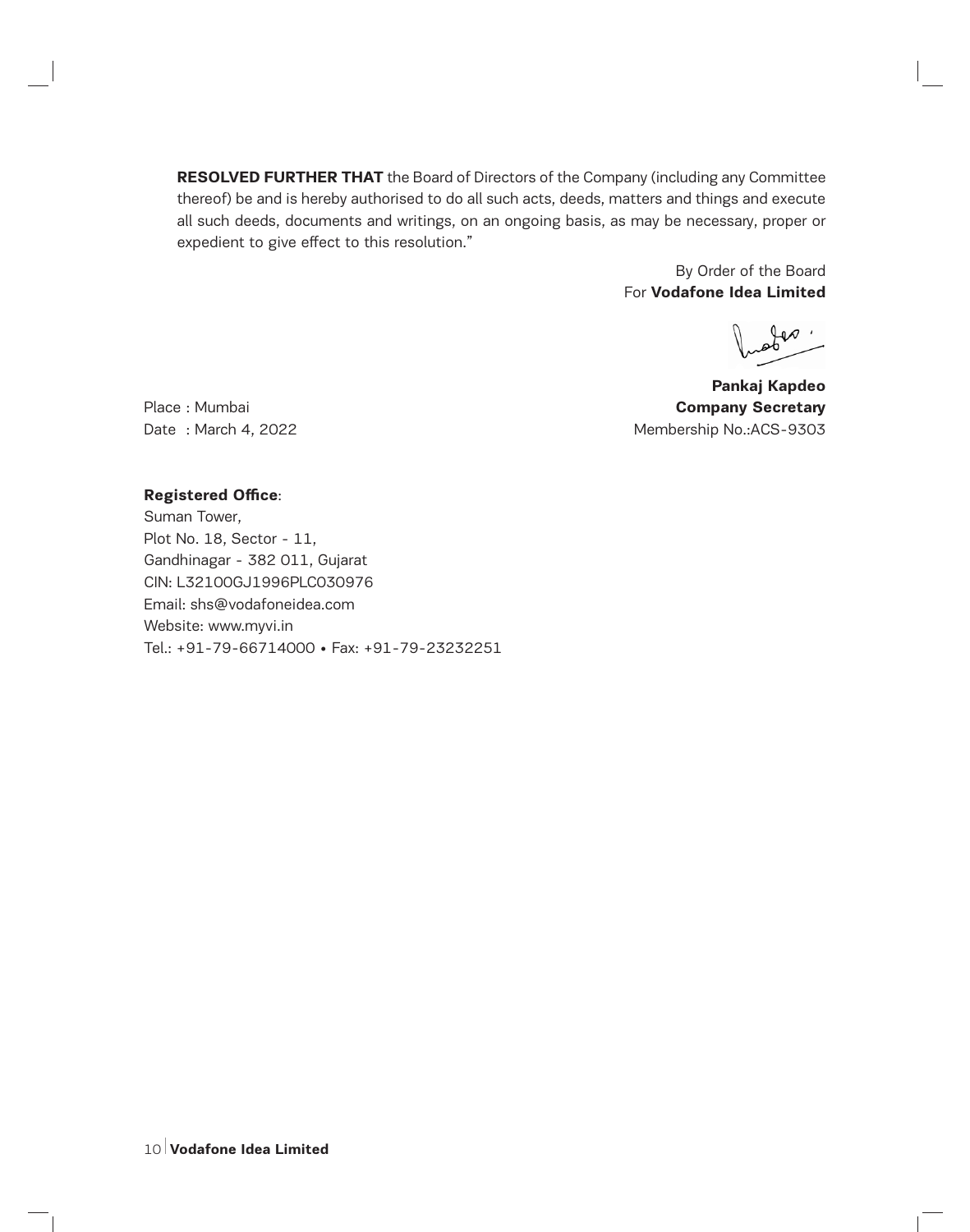**RESOLVED FURTHER THAT** the Board of Directors of the Company (including any Committee thereof) be and is hereby authorised to do all such acts, deeds, matters and things and execute all such deeds, documents and writings, on an ongoing basis, as may be necessary, proper or expedient to give effect to this resolution."

By Order of the Board
For **Vodafone Idea Limited**

**Pankaj Kapdeo**
**Company Secretary**
Membership No.:ACS-9303

Place : Mumbai
Date : March 4, 2022

**Registered Office**:
Suman Tower,
Plot No. 18, Sector - 11,
Gandhinagar - 382 011, Gujarat
CIN: L32100GJ1996PLC030976
Email: shs@vodafoneidea.com
Website: www.myvi.in
Tel.: +91-79-66714000 • Fax: +91-79-23232251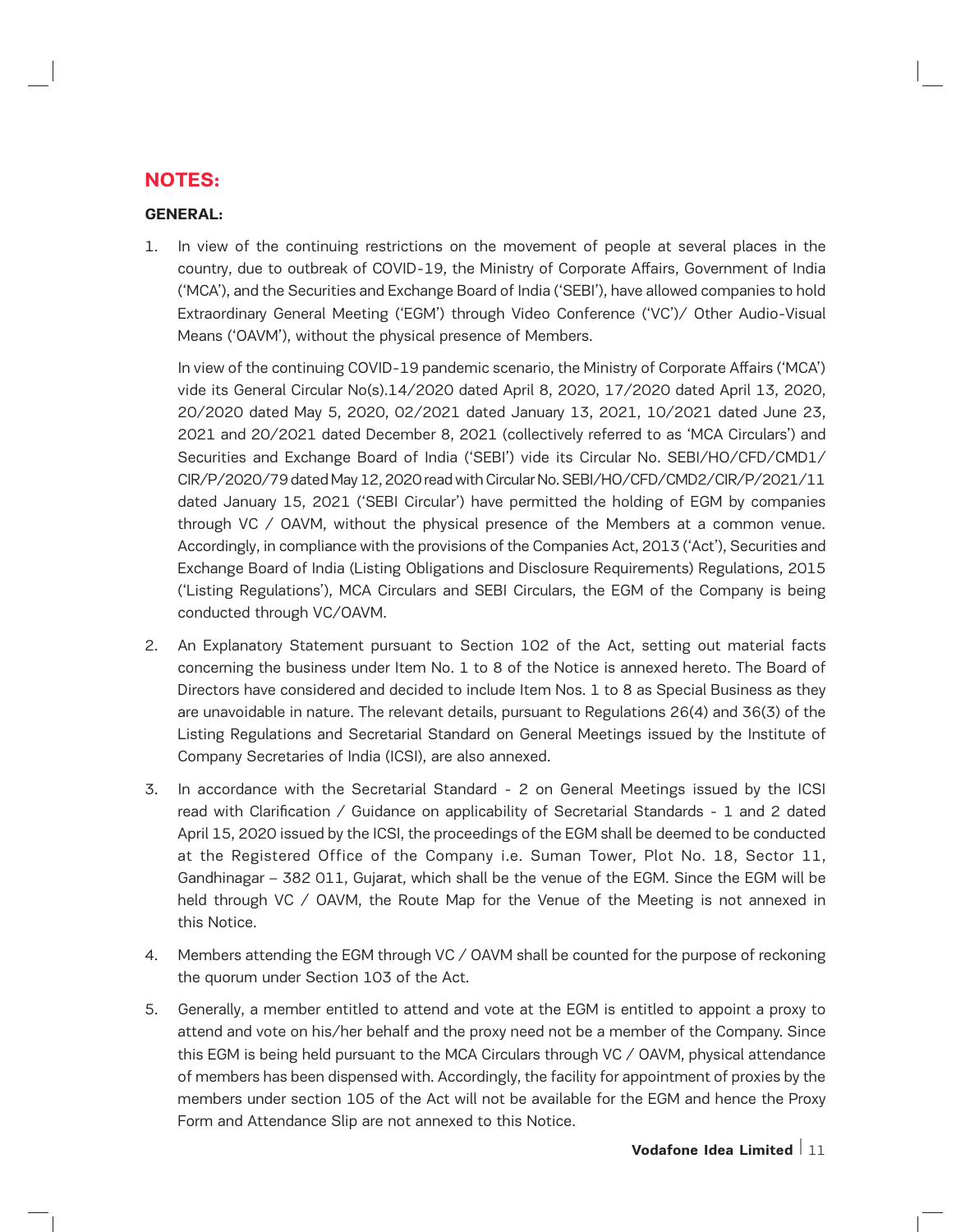## NOTES:

### GENERAL:

1. In view of the continuing restrictions on the movement of people at several places in the country, due to outbreak of COVID-19, the Ministry of Corporate Affairs, Government of India ('MCA'), and the Securities and Exchange Board of India ('SEBI'), have allowed companies to hold Extraordinary General Meeting ('EGM') through Video Conference ('VC')/ Other Audio-Visual Means ('OAVM'), without the physical presence of Members.

   In view of the continuing COVID-19 pandemic scenario, the Ministry of Corporate Affairs ('MCA') vide its General Circular No(s).14/2020 dated April 8, 2020, 17/2020 dated April 13, 2020, 20/2020 dated May 5, 2020, 02/2021 dated January 13, 2021, 10/2021 dated June 23, 2021 and 20/2021 dated December 8, 2021 (collectively referred to as 'MCA Circulars') and Securities and Exchange Board of India ('SEBI') vide its Circular No. SEBI/HO/CFD/CMD1/CIR/P/2020/79 dated May 12, 2020 read with Circular No. SEBI/HO/CFD/CMD2/CIR/P/2021/11 dated January 15, 2021 ('SEBI Circular') have permitted the holding of EGM by companies through VC / OAVM, without the physical presence of the Members at a common venue. Accordingly, in compliance with the provisions of the Companies Act, 2013 ('Act'), Securities and Exchange Board of India (Listing Obligations and Disclosure Requirements) Regulations, 2015 ('Listing Regulations'), MCA Circulars and SEBI Circulars, the EGM of the Company is being conducted through VC/OAVM.

2. An Explanatory Statement pursuant to Section 102 of the Act, setting out material facts concerning the business under Item No. 1 to 8 of the Notice is annexed hereto. The Board of Directors have considered and decided to include Item Nos. 1 to 8 as Special Business as they are unavoidable in nature. The relevant details, pursuant to Regulations 26(4) and 36(3) of the Listing Regulations and Secretarial Standard on General Meetings issued by the Institute of Company Secretaries of India (ICSI), are also annexed.

3. In accordance with the Secretarial Standard - 2 on General Meetings issued by the ICSI read with Clarification / Guidance on applicability of Secretarial Standards - 1 and 2 dated April 15, 2020 issued by the ICSI, the proceedings of the EGM shall be deemed to be conducted at the Registered Office of the Company i.e. Suman Tower, Plot No. 18, Sector 11, Gandhinagar – 382 011, Gujarat, which shall be the venue of the EGM. Since the EGM will be held through VC / OAVM, the Route Map for the Venue of the Meeting is not annexed in this Notice.

4. Members attending the EGM through VC / OAVM shall be counted for the purpose of reckoning the quorum under Section 103 of the Act.

5. Generally, a member entitled to attend and vote at the EGM is entitled to appoint a proxy to attend and vote on his/her behalf and the proxy need not be a member of the Company. Since this EGM is being held pursuant to the MCA Circulars through VC / OAVM, physical attendance of members has been dispensed with. Accordingly, the facility for appointment of proxies by the members under section 105 of the Act will not be available for the EGM and hence the Proxy Form and Attendance Slip are not annexed to this Notice.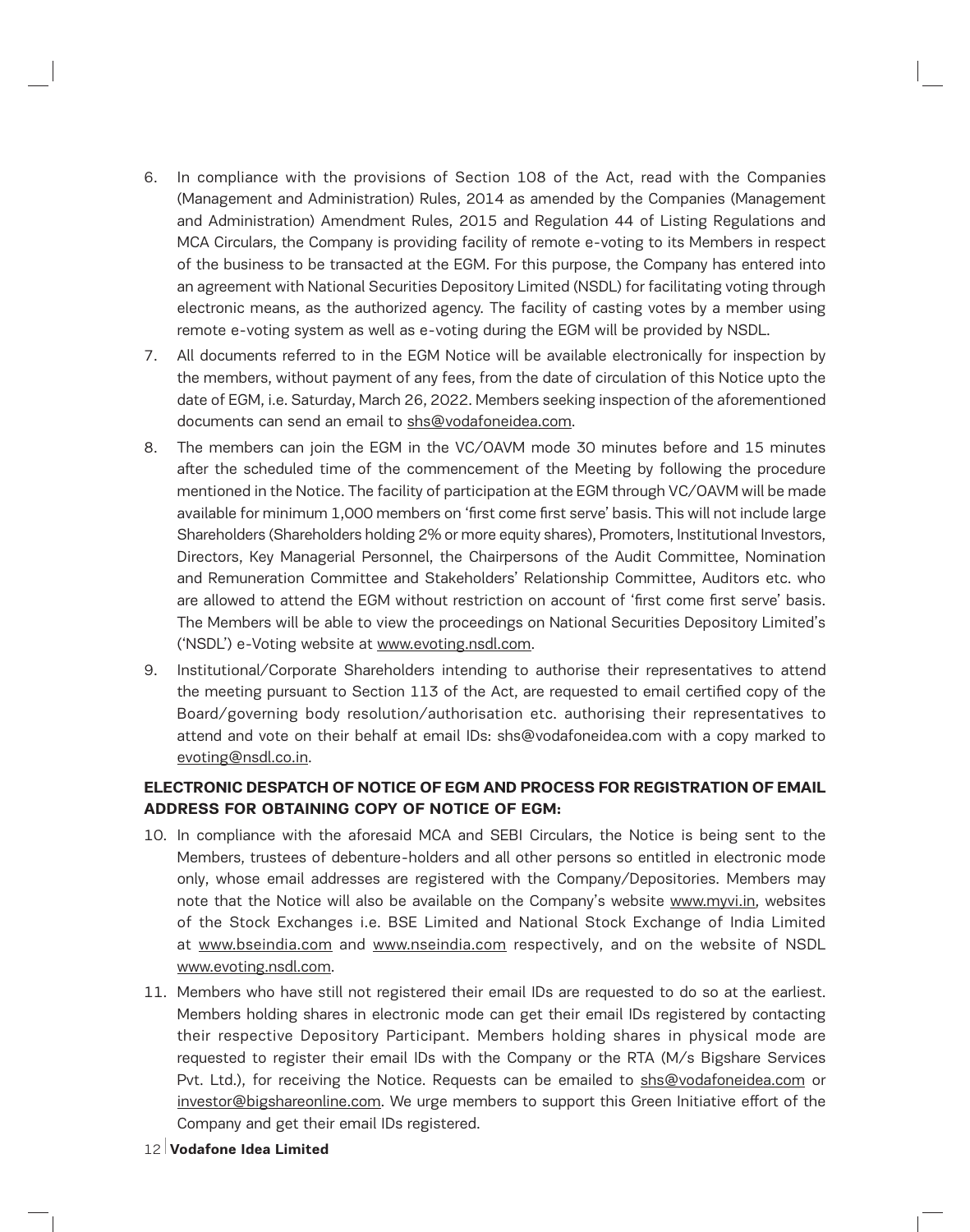6. In compliance with the provisions of Section 108 of the Act, read with the Companies (Management and Administration) Rules, 2014 as amended by the Companies (Management and Administration) Amendment Rules, 2015 and Regulation 44 of Listing Regulations and MCA Circulars, the Company is providing facility of remote e-voting to its Members in respect of the business to be transacted at the EGM. For this purpose, the Company has entered into an agreement with National Securities Depository Limited (NSDL) for facilitating voting through electronic means, as the authorized agency. The facility of casting votes by a member using remote e-voting system as well as e-voting during the EGM will be provided by NSDL.
7. All documents referred to in the EGM Notice will be available electronically for inspection by the members, without payment of any fees, from the date of circulation of this Notice upto the date of EGM, i.e. Saturday, March 26, 2022. Members seeking inspection of the aforementioned documents can send an email to shs@vodafoneidea.com.
8. The members can join the EGM in the VC/OAVM mode 30 minutes before and 15 minutes after the scheduled time of the commencement of the Meeting by following the procedure mentioned in the Notice. The facility of participation at the EGM through VC/OAVM will be made available for minimum 1,000 members on 'first come first serve' basis. This will not include large Shareholders (Shareholders holding 2% or more equity shares), Promoters, Institutional Investors, Directors, Key Managerial Personnel, the Chairpersons of the Audit Committee, Nomination and Remuneration Committee and Stakeholders' Relationship Committee, Auditors etc. who are allowed to attend the EGM without restriction on account of 'first come first serve' basis. The Members will be able to view the proceedings on National Securities Depository Limited's ('NSDL') e-Voting website at www.evoting.nsdl.com.
9. Institutional/Corporate Shareholders intending to authorise their representatives to attend the meeting pursuant to Section 113 of the Act, are requested to email certified copy of the Board/governing body resolution/authorisation etc. authorising their representatives to attend and vote on their behalf at email IDs: shs@vodafoneidea.com with a copy marked to evoting@nsdl.co.in.

**ELECTRONIC DESPATCH OF NOTICE OF EGM AND PROCESS FOR REGISTRATION OF EMAIL ADDRESS FOR OBTAINING COPY OF NOTICE OF EGM:**

10. In compliance with the aforesaid MCA and SEBI Circulars, the Notice is being sent to the Members, trustees of debenture-holders and all other persons so entitled in electronic mode only, whose email addresses are registered with the Company/Depositories. Members may note that the Notice will also be available on the Company's website www.myvi.in, websites of the Stock Exchanges i.e. BSE Limited and National Stock Exchange of India Limited at www.bseindia.com and www.nseindia.com respectively, and on the website of NSDL www.evoting.nsdl.com.
11. Members who have still not registered their email IDs are requested to do so at the earliest. Members holding shares in electronic mode can get their email IDs registered by contacting their respective Depository Participant. Members holding shares in physical mode are requested to register their email IDs with the Company or the RTA (M/s Bigshare Services Pvt. Ltd.), for receiving the Notice. Requests can be emailed to shs@vodafoneidea.com or investor@bigshareonline.com. We urge members to support this Green Initiative effort of the Company and get their email IDs registered.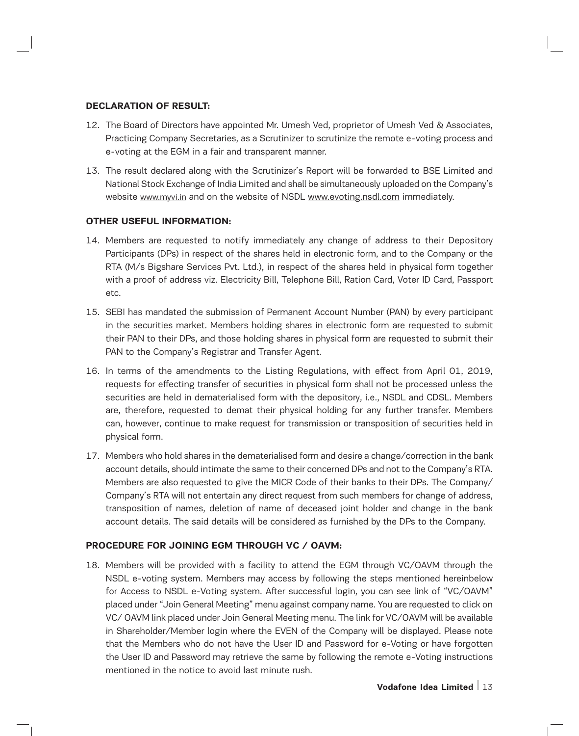**DECLARATION OF RESULT:**

12. The Board of Directors have appointed Mr. Umesh Ved, proprietor of Umesh Ved & Associates, Practicing Company Secretaries, as a Scrutinizer to scrutinize the remote e-voting process and e-voting at the EGM in a fair and transparent manner.

13. The result declared along with the Scrutinizer's Report will be forwarded to BSE Limited and National Stock Exchange of India Limited and shall be simultaneously uploaded on the Company's website www.myvi.in and on the website of NSDL www.evoting.nsdl.com immediately.

**OTHER USEFUL INFORMATION:**

14. Members are requested to notify immediately any change of address to their Depository Participants (DPs) in respect of the shares held in electronic form, and to the Company or the RTA (M/s Bigshare Services Pvt. Ltd.), in respect of the shares held in physical form together with a proof of address viz. Electricity Bill, Telephone Bill, Ration Card, Voter ID Card, Passport etc.

15. SEBI has mandated the submission of Permanent Account Number (PAN) by every participant in the securities market. Members holding shares in electronic form are requested to submit their PAN to their DPs, and those holding shares in physical form are requested to submit their PAN to the Company's Registrar and Transfer Agent.

16. In terms of the amendments to the Listing Regulations, with effect from April 01, 2019, requests for effecting transfer of securities in physical form shall not be processed unless the securities are held in dematerialised form with the depository, i.e., NSDL and CDSL. Members are, therefore, requested to demat their physical holding for any further transfer. Members can, however, continue to make request for transmission or transposition of securities held in physical form.

17. Members who hold shares in the dematerialised form and desire a change/correction in the bank account details, should intimate the same to their concerned DPs and not to the Company's RTA. Members are also requested to give the MICR Code of their banks to their DPs. The Company/ Company's RTA will not entertain any direct request from such members for change of address, transposition of names, deletion of name of deceased joint holder and change in the bank account details. The said details will be considered as furnished by the DPs to the Company.

**PROCEDURE FOR JOINING EGM THROUGH VC / OAVM:**

18. Members will be provided with a facility to attend the EGM through VC/OAVM through the NSDL e-voting system. Members may access by following the steps mentioned hereinbelow for Access to NSDL e-Voting system. After successful login, you can see link of "VC/OAVM" placed under "Join General Meeting" menu against company name. You are requested to click on VC/ OAVM link placed under Join General Meeting menu. The link for VC/OAVM will be available in Shareholder/Member login where the EVEN of the Company will be displayed. Please note that the Members who do not have the User ID and Password for e-Voting or have forgotten the User ID and Password may retrieve the same by following the remote e-Voting instructions mentioned in the notice to avoid last minute rush.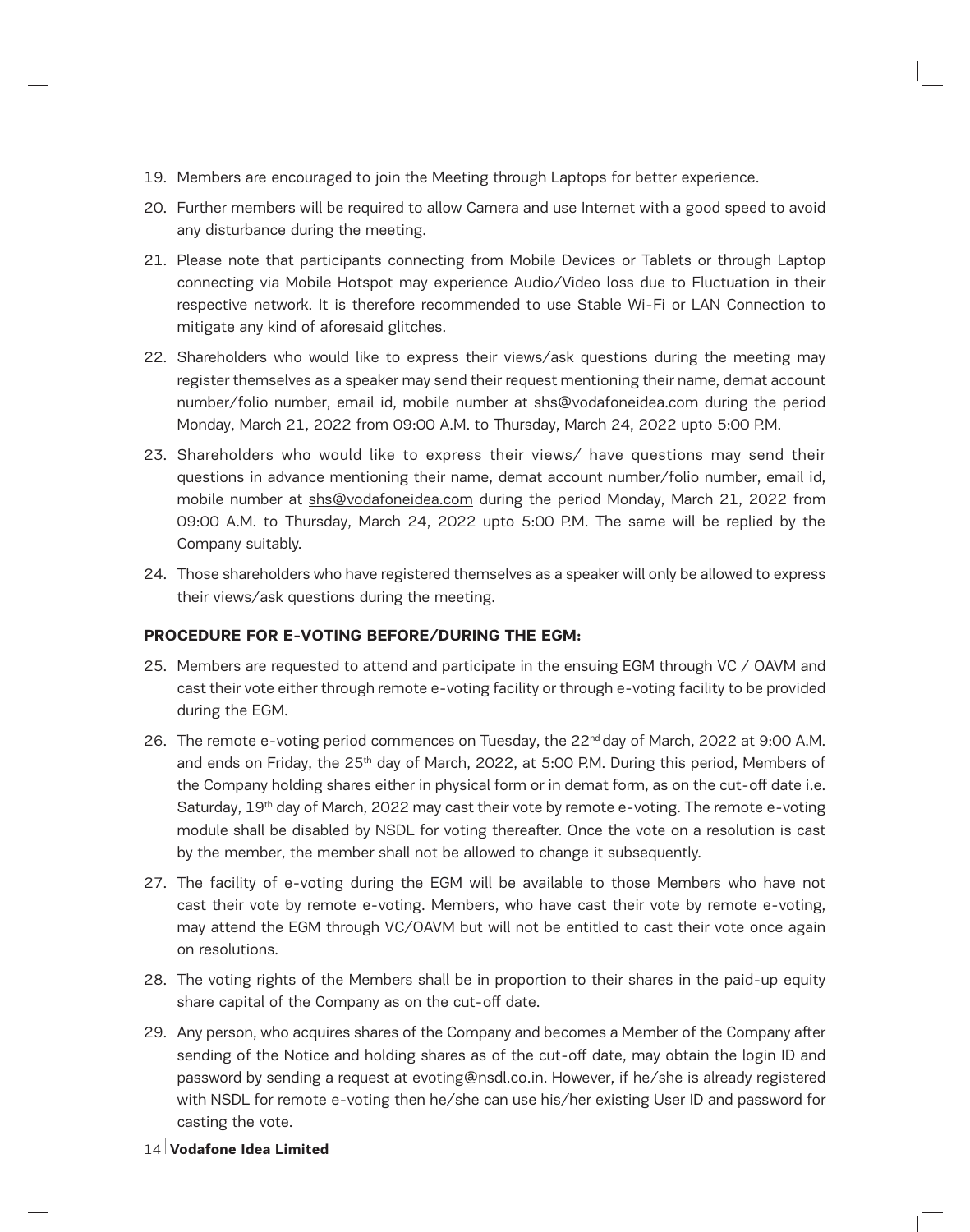19. Members are encouraged to join the Meeting through Laptops for better experience.
20. Further members will be required to allow Camera and use Internet with a good speed to avoid any disturbance during the meeting.
21. Please note that participants connecting from Mobile Devices or Tablets or through Laptop connecting via Mobile Hotspot may experience Audio/Video loss due to Fluctuation in their respective network. It is therefore recommended to use Stable Wi-Fi or LAN Connection to mitigate any kind of aforesaid glitches.
22. Shareholders who would like to express their views/ask questions during the meeting may register themselves as a speaker may send their request mentioning their name, demat account number/folio number, email id, mobile number at shs@vodafoneidea.com during the period Monday, March 21, 2022 from 09:00 A.M. to Thursday, March 24, 2022 upto 5:00 P.M.
23. Shareholders who would like to express their views/ have questions may send their questions in advance mentioning their name, demat account number/folio number, email id, mobile number at shs@vodafoneidea.com during the period Monday, March 21, 2022 from 09:00 A.M. to Thursday, March 24, 2022 upto 5:00 P.M. The same will be replied by the Company suitably.
24. Those shareholders who have registered themselves as a speaker will only be allowed to express their views/ask questions during the meeting.

**PROCEDURE FOR E-VOTING BEFORE/DURING THE EGM:**

25. Members are requested to attend and participate in the ensuing EGM through VC / OAVM and cast their vote either through remote e-voting facility or through e-voting facility to be provided during the EGM.
26. The remote e-voting period commences on Tuesday, the 22nd day of March, 2022 at 9:00 A.M. and ends on Friday, the 25th day of March, 2022, at 5:00 P.M. During this period, Members of the Company holding shares either in physical form or in demat form, as on the cut-off date i.e. Saturday, 19th day of March, 2022 may cast their vote by remote e-voting. The remote e-voting module shall be disabled by NSDL for voting thereafter. Once the vote on a resolution is cast by the member, the member shall not be allowed to change it subsequently.
27. The facility of e-voting during the EGM will be available to those Members who have not cast their vote by remote e-voting. Members, who have cast their vote by remote e-voting, may attend the EGM through VC/OAVM but will not be entitled to cast their vote once again on resolutions.
28. The voting rights of the Members shall be in proportion to their shares in the paid-up equity share capital of the Company as on the cut-off date.
29. Any person, who acquires shares of the Company and becomes a Member of the Company after sending of the Notice and holding shares as of the cut-off date, may obtain the login ID and password by sending a request at evoting@nsdl.co.in. However, if he/she is already registered with NSDL for remote e-voting then he/she can use his/her existing User ID and password for casting the vote.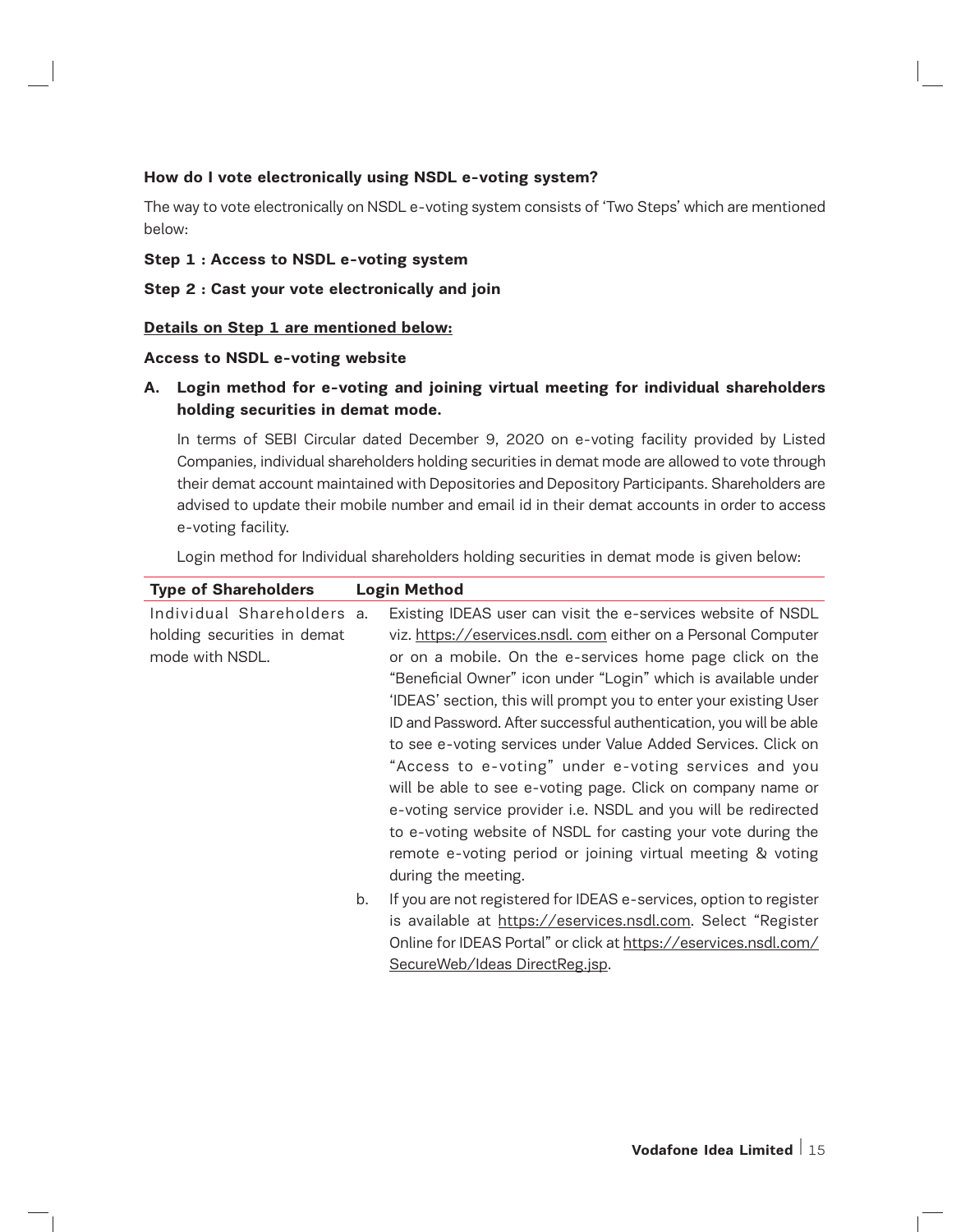**How do I vote electronically using NSDL e-voting system?**

The way to vote electronically on NSDL e-voting system consists of 'Two Steps' which are mentioned below:

**Step 1 : Access to NSDL e-voting system**

**Step 2 : Cast your vote electronically and join**

**Details on Step 1 are mentioned below:**

**Access to NSDL e-voting website**

**A. Login method for e-voting and joining virtual meeting for individual shareholders holding securities in demat mode.**

In terms of SEBI Circular dated December 9, 2020 on e-voting facility provided by Listed Companies, individual shareholders holding securities in demat mode are allowed to vote through their demat account maintained with Depositories and Depository Participants. Shareholders are advised to update their mobile number and email id in their demat accounts in order to access e-voting facility.

Login method for Individual shareholders holding securities in demat mode is given below:

| Type of Shareholders | Login Method |
|---|---|
| Individual Shareholders holding securities in demat mode with NSDL. | a. Existing IDEAS user can visit the e-services website of NSDL viz. https://eservices.nsdl. com either on a Personal Computer or on a mobile. On the e-services home page click on the "Beneficial Owner" icon under "Login" which is available under 'IDEAS' section, this will prompt you to enter your existing User ID and Password. After successful authentication, you will be able to see e-voting services under Value Added Services. Click on "Access to e-voting" under e-voting services and you will be able to see e-voting page. Click on company name or e-voting service provider i.e. NSDL and you will be redirected to e-voting website of NSDL for casting your vote during the remote e-voting period or joining virtual meeting & voting during the meeting.<br><br>b. If you are not registered for IDEAS e-services, option to register is available at https://eservices.nsdl.com. Select "Register Online for IDEAS Portal" or click at https://eservices.nsdl.com/SecureWeb/Ideas DirectReg.jsp. |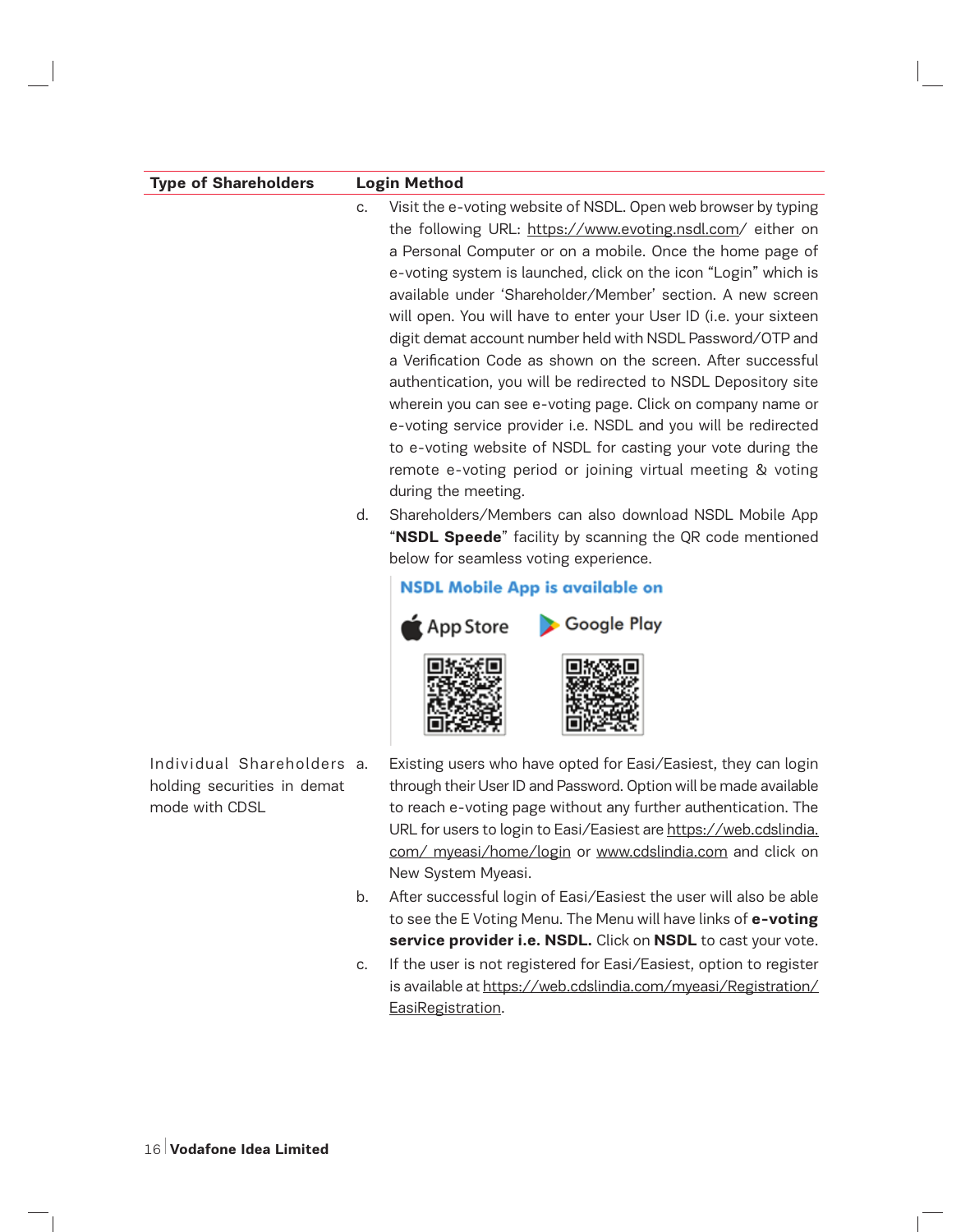| Type of Shareholders | Login Method |
|---|---|
| | c. Visit the e-voting website of NSDL. Open web browser by typing the following URL: https://www.evoting.nsdl.com/ either on a Personal Computer or on a mobile. Once the home page of e-voting system is launched, click on the icon "Login" which is available under 'Shareholder/Member' section. A new screen will open. You will have to enter your User ID (i.e. your sixteen digit demat account number held with NSDL Password/OTP and a Verification Code as shown on the screen. After successful authentication, you will be redirected to NSDL Depository site wherein you can see e-voting page. Click on company name or e-voting service provider i.e. NSDL and you will be redirected to e-voting website of NSDL for casting your vote during the remote e-voting period or joining virtual meeting & voting during the meeting.<br>d. Shareholders/Members can also download NSDL Mobile App "**NSDL Speede**" facility by scanning the QR code mentioned below for seamless voting experience.<br>**NSDL Mobile App is available on**<br>App Store &nbsp;&nbsp; Google Play |
| Individual Shareholders holding securities in demat mode with CDSL | a. Existing users who have opted for Easi/Easiest, they can login through their User ID and Password. Option will be made available to reach e-voting page without any further authentication. The URL for users to login to Easi/Easiest are https://web.cdslindia.com/ myeasi/home/login or www.cdslindia.com and click on New System Myeasi.<br>b. After successful login of Easi/Easiest the user will also be able to see the E Voting Menu. The Menu will have links of **e-voting service provider i.e. NSDL.** Click on **NSDL** to cast your vote.<br>c. If the user is not registered for Easi/Easiest, option to register is available at https://web.cdslindia.com/myeasi/Registration/EasiRegistration. |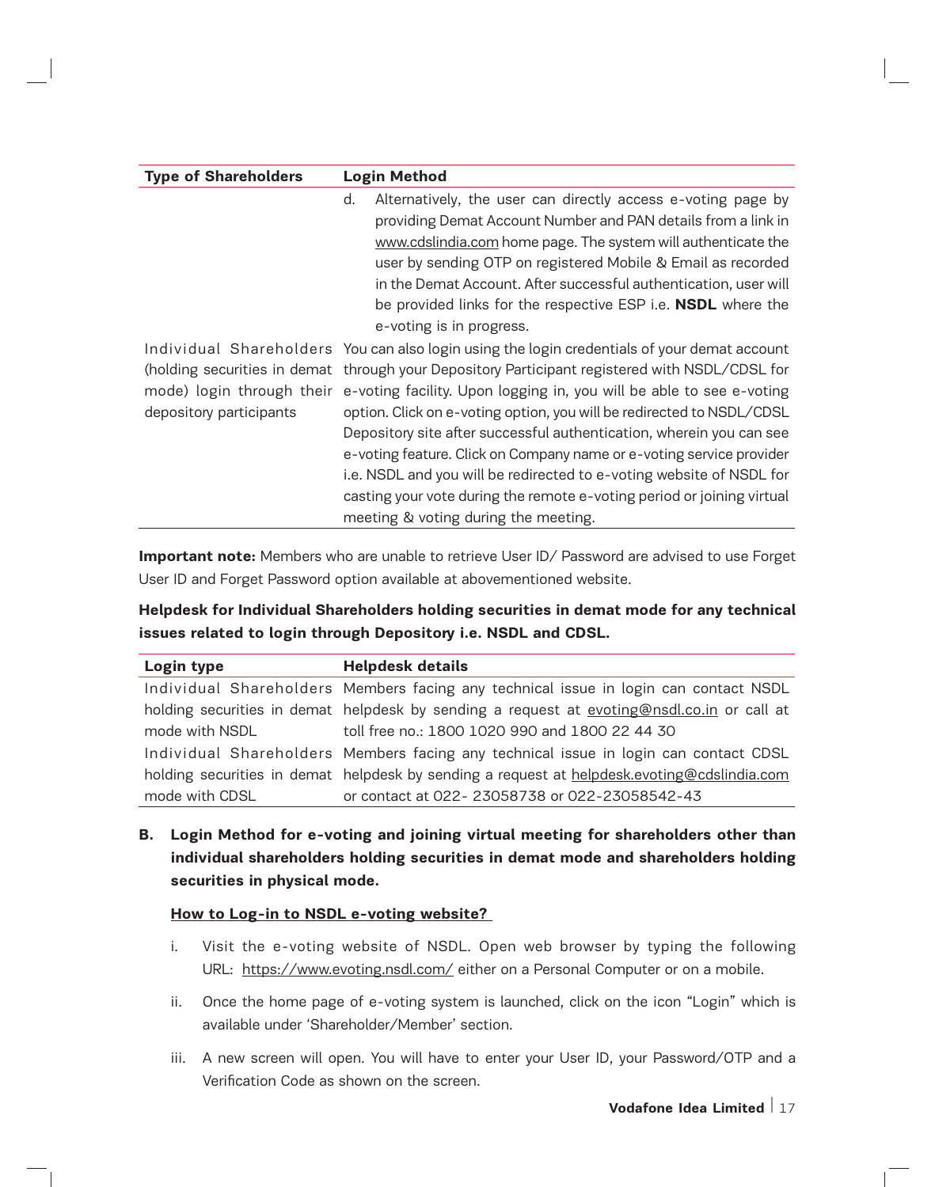| Type of Shareholders | Login Method |
|---|---|
| | d. Alternatively, the user can directly access e-voting page by providing Demat Account Number and PAN details from a link in www.cdslindia.com home page. The system will authenticate the user by sending OTP on registered Mobile & Email as recorded in the Demat Account. After successful authentication, user will be provided links for the respective ESP i.e. **NSDL** where the e-voting is in progress. |
| Individual Shareholders (holding securities in demat mode) login through their depository participants | You can also login using the login credentials of your demat account through your Depository Participant registered with NSDL/CDSL for e-voting facility. Upon logging in, you will be able to see e-voting option. Click on e-voting option, you will be redirected to NSDL/CDSL Depository site after successful authentication, wherein you can see e-voting feature. Click on Company name or e-voting service provider i.e. NSDL and you will be redirected to e-voting website of NSDL for casting your vote during the remote e-voting period or joining virtual meeting & voting during the meeting. |

**Important note:** Members who are unable to retrieve User ID/ Password are advised to use Forget User ID and Forget Password option available at abovementioned website.

**Helpdesk for Individual Shareholders holding securities in demat mode for any technical issues related to login through Depository i.e. NSDL and CDSL.**

| Login type | Helpdesk details |
|---|---|
| Individual Shareholders holding securities in demat mode with NSDL | Members facing any technical issue in login can contact NSDL helpdesk by sending a request at evoting@nsdl.co.in or call at toll free no.: 1800 1020 990 and 1800 22 44 30 |
| Individual Shareholders holding securities in demat mode with CDSL | Members facing any technical issue in login can contact CDSL helpdesk by sending a request at helpdesk.evoting@cdslindia.com or contact at 022- 23058738 or 022-23058542-43 |

**B. Login Method for e-voting and joining virtual meeting for shareholders other than individual shareholders holding securities in demat mode and shareholders holding securities in physical mode.**

**How to Log-in to NSDL e-voting website?**

i. Visit the e-voting website of NSDL. Open web browser by typing the following URL: https://www.evoting.nsdl.com/ either on a Personal Computer or on a mobile.

ii. Once the home page of e-voting system is launched, click on the icon "Login" which is available under 'Shareholder/Member' section.

iii. A new screen will open. You will have to enter your User ID, your Password/OTP and a Verification Code as shown on the screen.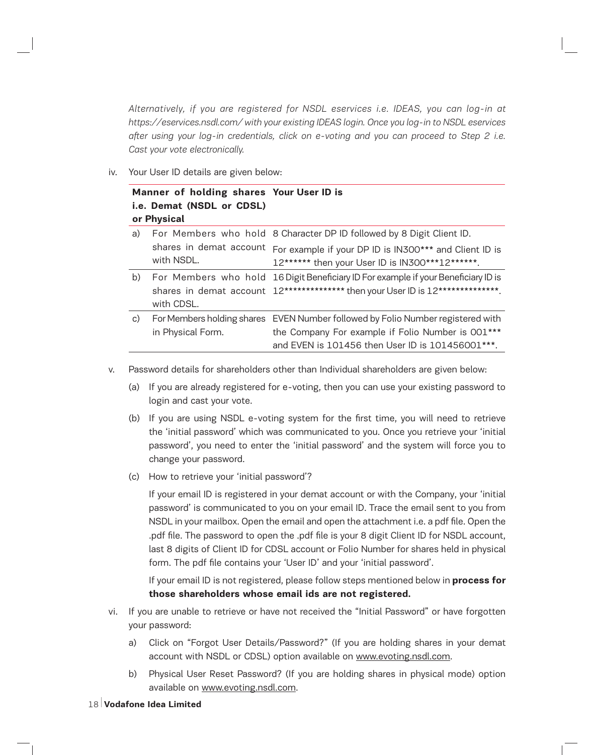*Alternatively, if you are registered for NSDL eservices i.e. IDEAS, you can log-in at https://eservices.nsdl.com/ with your existing IDEAS login. Once you log-in to NSDL eservices after using your log-in credentials, click on e-voting and you can proceed to Step 2 i.e. Cast your vote electronically.*

iv. Your User ID details are given below:

| | Manner of holding shares i.e. Demat (NSDL or CDSL) or Physical | Your User ID is |
|---|---|---|
| a) | For Members who hold shares in demat account with NSDL. | 8 Character DP ID followed by 8 Digit Client ID. For example if your DP ID is IN300*** and Client ID is 12****** then your User ID is IN300***12******. |
| b) | For Members who hold shares in demat account with CDSL. | 16 Digit Beneficiary ID For example if your Beneficiary ID is 12************** then your User ID is 12**************. |
| c) | For Members holding shares in Physical Form. | EVEN Number followed by Folio Number registered with the Company For example if Folio Number is 001*** and EVEN is 101456 then User ID is 101456001***. |

v. Password details for shareholders other than Individual shareholders are given below:

(a) If you are already registered for e-voting, then you can use your existing password to login and cast your vote.

(b) If you are using NSDL e-voting system for the first time, you will need to retrieve the 'initial password' which was communicated to you. Once you retrieve your 'initial password', you need to enter the 'initial password' and the system will force you to change your password.

(c) How to retrieve your 'initial password'?

If your email ID is registered in your demat account or with the Company, your 'initial password' is communicated to you on your email ID. Trace the email sent to you from NSDL in your mailbox. Open the email and open the attachment i.e. a pdf file. Open the .pdf file. The password to open the .pdf file is your 8 digit Client ID for NSDL account, last 8 digits of Client ID for CDSL account or Folio Number for shares held in physical form. The pdf file contains your 'User ID' and your 'initial password'.

If your email ID is not registered, please follow steps mentioned below in **process for those shareholders whose email ids are not registered.**

vi. If you are unable to retrieve or have not received the "Initial Password" or have forgotten your password:

a) Click on "Forgot User Details/Password?" (If you are holding shares in your demat account with NSDL or CDSL) option available on www.evoting.nsdl.com.

b) Physical User Reset Password? (If you are holding shares in physical mode) option available on www.evoting.nsdl.com.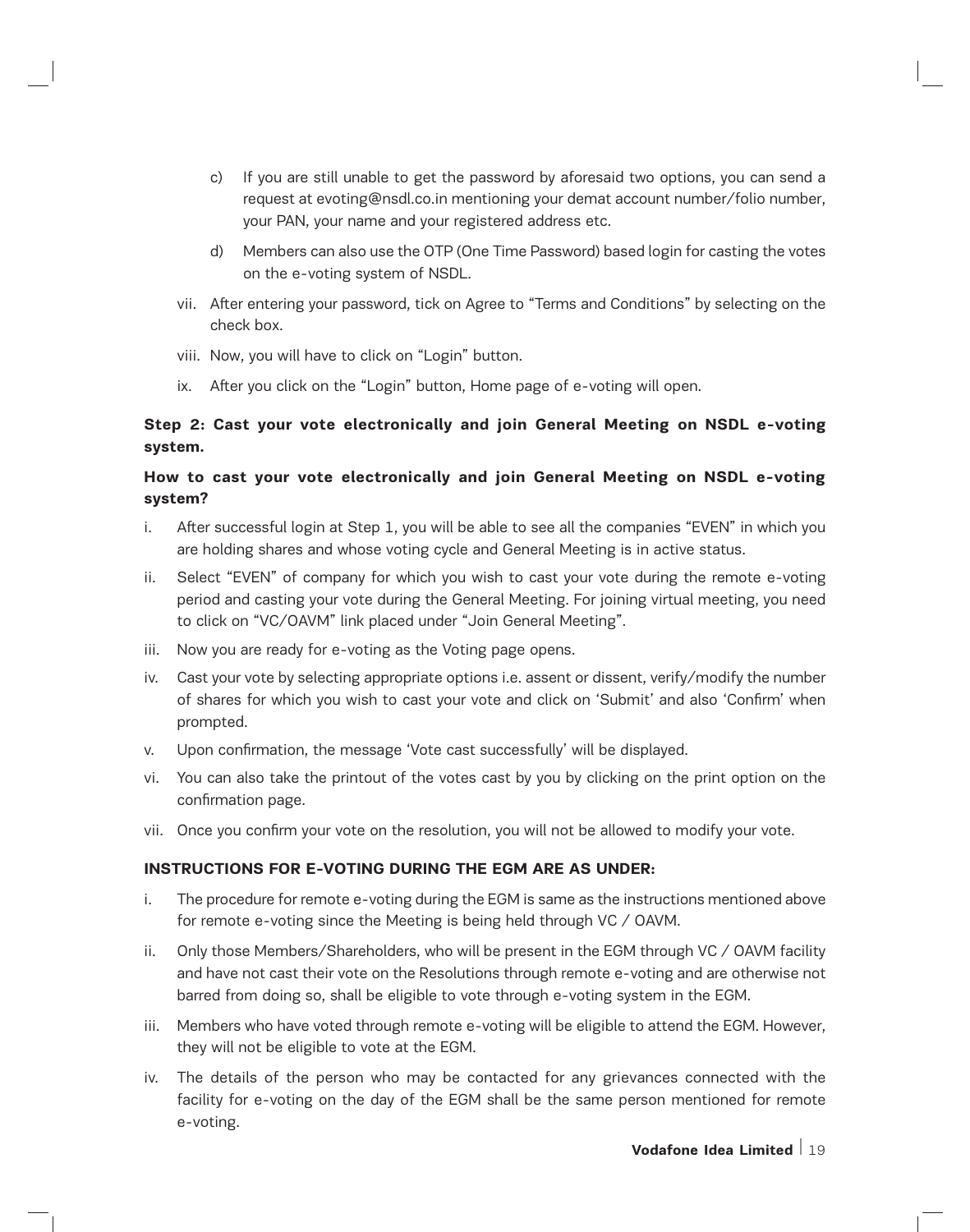c) If you are still unable to get the password by aforesaid two options, you can send a request at evoting@nsdl.co.in mentioning your demat account number/folio number, your PAN, your name and your registered address etc.

d) Members can also use the OTP (One Time Password) based login for casting the votes on the e-voting system of NSDL.

vii. After entering your password, tick on Agree to "Terms and Conditions" by selecting on the check box.

viii. Now, you will have to click on "Login" button.

ix. After you click on the "Login" button, Home page of e-voting will open.

**Step 2: Cast your vote electronically and join General Meeting on NSDL e-voting system.**

**How to cast your vote electronically and join General Meeting on NSDL e-voting system?**

i. After successful login at Step 1, you will be able to see all the companies "EVEN" in which you are holding shares and whose voting cycle and General Meeting is in active status.

ii. Select "EVEN" of company for which you wish to cast your vote during the remote e-voting period and casting your vote during the General Meeting. For joining virtual meeting, you need to click on "VC/OAVM" link placed under "Join General Meeting".

iii. Now you are ready for e-voting as the Voting page opens.

iv. Cast your vote by selecting appropriate options i.e. assent or dissent, verify/modify the number of shares for which you wish to cast your vote and click on 'Submit' and also 'Confirm' when prompted.

v. Upon confirmation, the message 'Vote cast successfully' will be displayed.

vi. You can also take the printout of the votes cast by you by clicking on the print option on the confirmation page.

vii. Once you confirm your vote on the resolution, you will not be allowed to modify your vote.

**INSTRUCTIONS FOR E-VOTING DURING THE EGM ARE AS UNDER:**

i. The procedure for remote e-voting during the EGM is same as the instructions mentioned above for remote e-voting since the Meeting is being held through VC / OAVM.

ii. Only those Members/Shareholders, who will be present in the EGM through VC / OAVM facility and have not cast their vote on the Resolutions through remote e-voting and are otherwise not barred from doing so, shall be eligible to vote through e-voting system in the EGM.

iii. Members who have voted through remote e-voting will be eligible to attend the EGM. However, they will not be eligible to vote at the EGM.

iv. The details of the person who may be contacted for any grievances connected with the facility for e-voting on the day of the EGM shall be the same person mentioned for remote e-voting.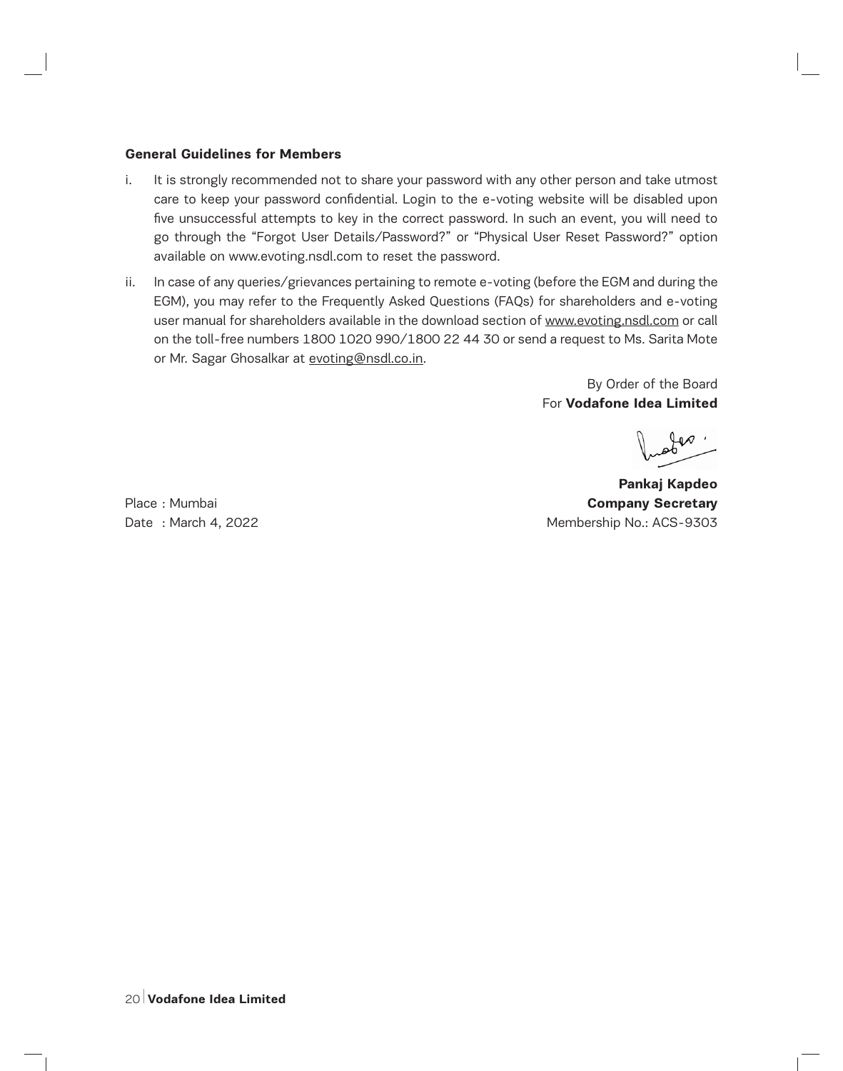**General Guidelines for Members**

i. It is strongly recommended not to share your password with any other person and take utmost care to keep your password confidential. Login to the e-voting website will be disabled upon five unsuccessful attempts to key in the correct password. In such an event, you will need to go through the "Forgot User Details/Password?" or "Physical User Reset Password?" option available on www.evoting.nsdl.com to reset the password.

ii. In case of any queries/grievances pertaining to remote e-voting (before the EGM and during the EGM), you may refer to the Frequently Asked Questions (FAQs) for shareholders and e-voting user manual for shareholders available in the download section of www.evoting.nsdl.com or call on the toll-free numbers 1800 1020 990/1800 22 44 30 or send a request to Ms. Sarita Mote or Mr. Sagar Ghosalkar at evoting@nsdl.co.in.

By Order of the Board
For **Vodafone Idea Limited**

**Pankaj Kapdeo**
**Company Secretary**
Membership No.: ACS-9303

Place : Mumbai
Date : March 4, 2022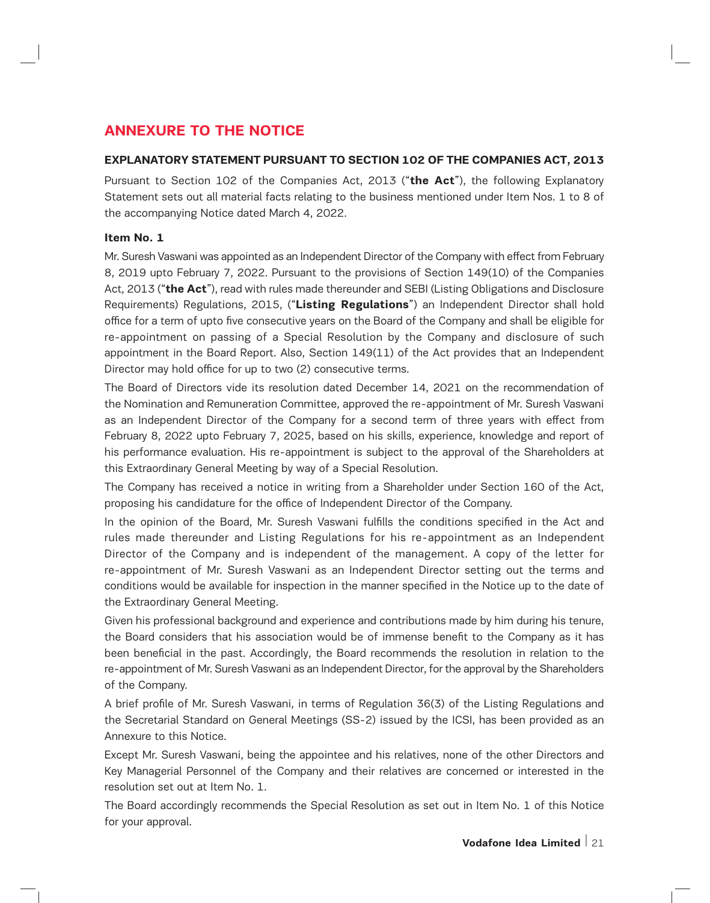# ANNEXURE TO THE NOTICE

### EXPLANATORY STATEMENT PURSUANT TO SECTION 102 OF THE COMPANIES ACT, 2013

Pursuant to Section 102 of the Companies Act, 2013 ("**the Act**"), the following Explanatory Statement sets out all material facts relating to the business mentioned under Item Nos. 1 to 8 of the accompanying Notice dated March 4, 2022.

**Item No. 1**

Mr. Suresh Vaswani was appointed as an Independent Director of the Company with effect from February 8, 2019 upto February 7, 2022. Pursuant to the provisions of Section 149(10) of the Companies Act, 2013 ("**the Act**"), read with rules made thereunder and SEBI (Listing Obligations and Disclosure Requirements) Regulations, 2015, ("**Listing Regulations**") an Independent Director shall hold office for a term of upto five consecutive years on the Board of the Company and shall be eligible for re-appointment on passing of a Special Resolution by the Company and disclosure of such appointment in the Board Report. Also, Section 149(11) of the Act provides that an Independent Director may hold office for up to two (2) consecutive terms.

The Board of Directors vide its resolution dated December 14, 2021 on the recommendation of the Nomination and Remuneration Committee, approved the re-appointment of Mr. Suresh Vaswani as an Independent Director of the Company for a second term of three years with effect from February 8, 2022 upto February 7, 2025, based on his skills, experience, knowledge and report of his performance evaluation. His re-appointment is subject to the approval of the Shareholders at this Extraordinary General Meeting by way of a Special Resolution.

The Company has received a notice in writing from a Shareholder under Section 160 of the Act, proposing his candidature for the office of Independent Director of the Company.

In the opinion of the Board, Mr. Suresh Vaswani fulfills the conditions specified in the Act and rules made thereunder and Listing Regulations for his re-appointment as an Independent Director of the Company and is independent of the management. A copy of the letter for re-appointment of Mr. Suresh Vaswani as an Independent Director setting out the terms and conditions would be available for inspection in the manner specified in the Notice up to the date of the Extraordinary General Meeting.

Given his professional background and experience and contributions made by him during his tenure, the Board considers that his association would be of immense benefit to the Company as it has been beneficial in the past. Accordingly, the Board recommends the resolution in relation to the re-appointment of Mr. Suresh Vaswani as an Independent Director, for the approval by the Shareholders of the Company.

A brief profile of Mr. Suresh Vaswani, in terms of Regulation 36(3) of the Listing Regulations and the Secretarial Standard on General Meetings (SS-2) issued by the ICSI, has been provided as an Annexure to this Notice.

Except Mr. Suresh Vaswani, being the appointee and his relatives, none of the other Directors and Key Managerial Personnel of the Company and their relatives are concerned or interested in the resolution set out at Item No. 1.

The Board accordingly recommends the Special Resolution as set out in Item No. 1 of this Notice for your approval.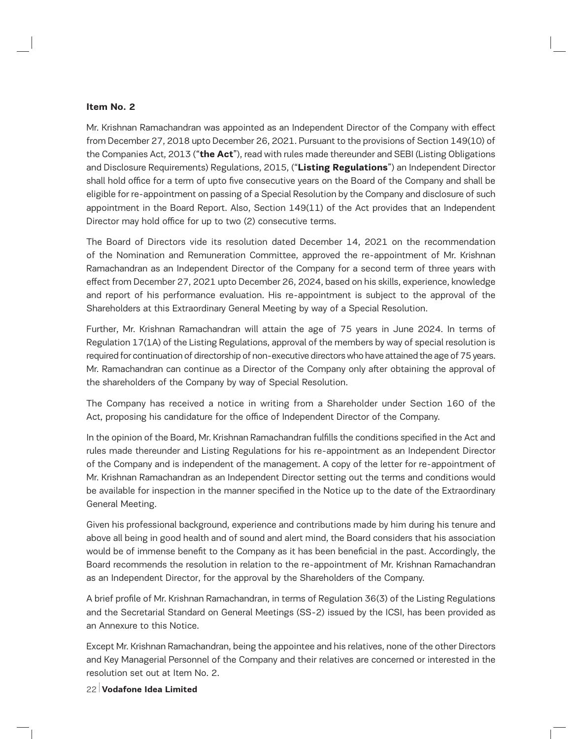**Item No. 2**

Mr. Krishnan Ramachandran was appointed as an Independent Director of the Company with effect from December 27, 2018 upto December 26, 2021. Pursuant to the provisions of Section 149(10) of the Companies Act, 2013 ("**the Act**"), read with rules made thereunder and SEBI (Listing Obligations and Disclosure Requirements) Regulations, 2015, ("**Listing Regulations**") an Independent Director shall hold office for a term of upto five consecutive years on the Board of the Company and shall be eligible for re-appointment on passing of a Special Resolution by the Company and disclosure of such appointment in the Board Report. Also, Section 149(11) of the Act provides that an Independent Director may hold office for up to two (2) consecutive terms.

The Board of Directors vide its resolution dated December 14, 2021 on the recommendation of the Nomination and Remuneration Committee, approved the re-appointment of Mr. Krishnan Ramachandran as an Independent Director of the Company for a second term of three years with effect from December 27, 2021 upto December 26, 2024, based on his skills, experience, knowledge and report of his performance evaluation. His re-appointment is subject to the approval of the Shareholders at this Extraordinary General Meeting by way of a Special Resolution.

Further, Mr. Krishnan Ramachandran will attain the age of 75 years in June 2024. In terms of Regulation 17(1A) of the Listing Regulations, approval of the members by way of special resolution is required for continuation of directorship of non-executive directors who have attained the age of 75 years. Mr. Ramachandran can continue as a Director of the Company only after obtaining the approval of the shareholders of the Company by way of Special Resolution.

The Company has received a notice in writing from a Shareholder under Section 160 of the Act, proposing his candidature for the office of Independent Director of the Company.

In the opinion of the Board, Mr. Krishnan Ramachandran fulfills the conditions specified in the Act and rules made thereunder and Listing Regulations for his re-appointment as an Independent Director of the Company and is independent of the management. A copy of the letter for re-appointment of Mr. Krishnan Ramachandran as an Independent Director setting out the terms and conditions would be available for inspection in the manner specified in the Notice up to the date of the Extraordinary General Meeting.

Given his professional background, experience and contributions made by him during his tenure and above all being in good health and of sound and alert mind, the Board considers that his association would be of immense benefit to the Company as it has been beneficial in the past. Accordingly, the Board recommends the resolution in relation to the re-appointment of Mr. Krishnan Ramachandran as an Independent Director, for the approval by the Shareholders of the Company.

A brief profile of Mr. Krishnan Ramachandran, in terms of Regulation 36(3) of the Listing Regulations and the Secretarial Standard on General Meetings (SS-2) issued by the ICSI, has been provided as an Annexure to this Notice.

Except Mr. Krishnan Ramachandran, being the appointee and his relatives, none of the other Directors and Key Managerial Personnel of the Company and their relatives are concerned or interested in the resolution set out at Item No. 2.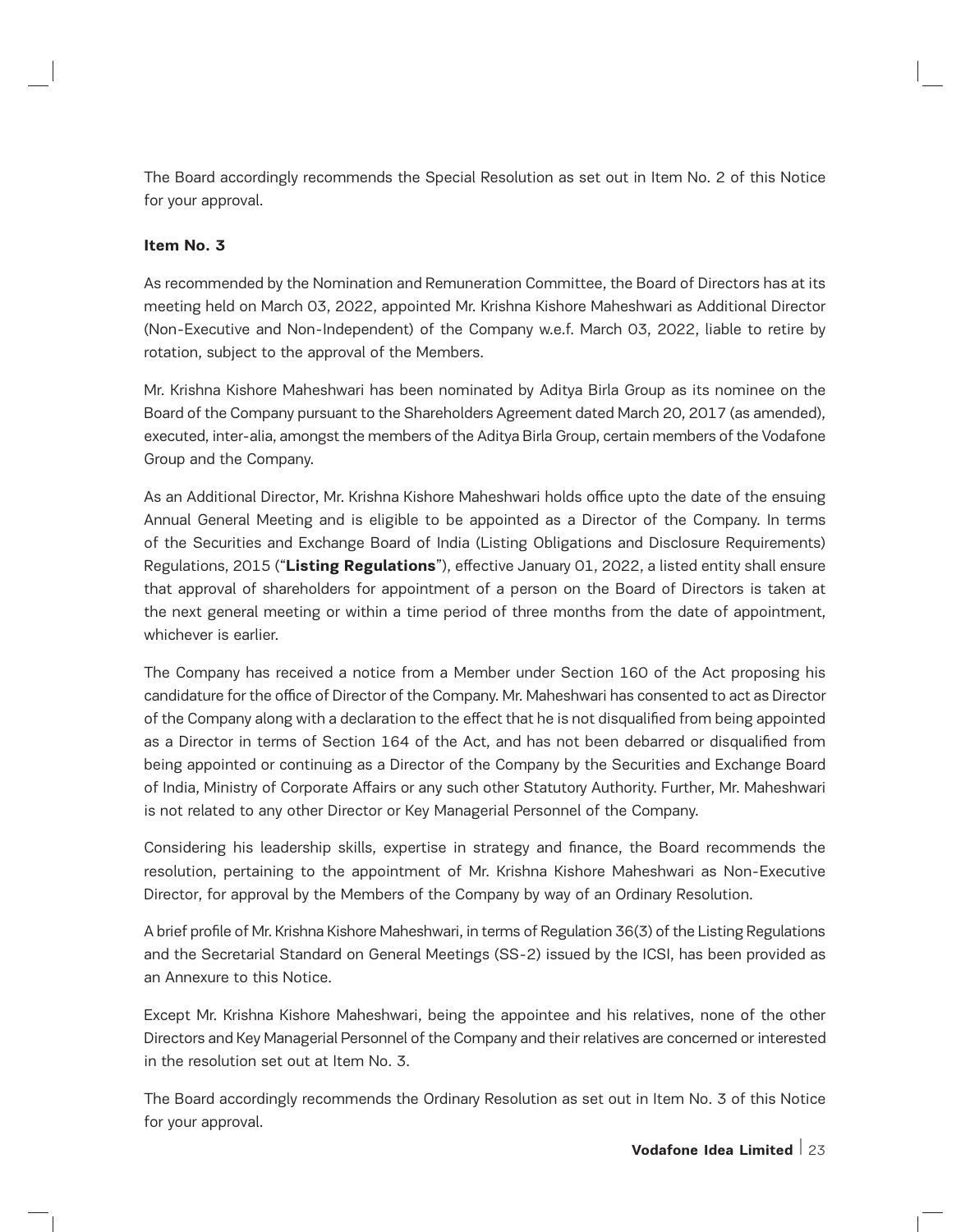The Board accordingly recommends the Special Resolution as set out in Item No. 2 of this Notice for your approval.

**Item No. 3**

As recommended by the Nomination and Remuneration Committee, the Board of Directors has at its meeting held on March 03, 2022, appointed Mr. Krishna Kishore Maheshwari as Additional Director (Non-Executive and Non-Independent) of the Company w.e.f. March 03, 2022, liable to retire by rotation, subject to the approval of the Members.

Mr. Krishna Kishore Maheshwari has been nominated by Aditya Birla Group as its nominee on the Board of the Company pursuant to the Shareholders Agreement dated March 20, 2017 (as amended), executed, inter-alia, amongst the members of the Aditya Birla Group, certain members of the Vodafone Group and the Company.

As an Additional Director, Mr. Krishna Kishore Maheshwari holds office upto the date of the ensuing Annual General Meeting and is eligible to be appointed as a Director of the Company. In terms of the Securities and Exchange Board of India (Listing Obligations and Disclosure Requirements) Regulations, 2015 ("**Listing Regulations**"), effective January 01, 2022, a listed entity shall ensure that approval of shareholders for appointment of a person on the Board of Directors is taken at the next general meeting or within a time period of three months from the date of appointment, whichever is earlier.

The Company has received a notice from a Member under Section 160 of the Act proposing his candidature for the office of Director of the Company. Mr. Maheshwari has consented to act as Director of the Company along with a declaration to the effect that he is not disqualified from being appointed as a Director in terms of Section 164 of the Act, and has not been debarred or disqualified from being appointed or continuing as a Director of the Company by the Securities and Exchange Board of India, Ministry of Corporate Affairs or any such other Statutory Authority. Further, Mr. Maheshwari is not related to any other Director or Key Managerial Personnel of the Company.

Considering his leadership skills, expertise in strategy and finance, the Board recommends the resolution, pertaining to the appointment of Mr. Krishna Kishore Maheshwari as Non-Executive Director, for approval by the Members of the Company by way of an Ordinary Resolution.

A brief profile of Mr. Krishna Kishore Maheshwari, in terms of Regulation 36(3) of the Listing Regulations and the Secretarial Standard on General Meetings (SS-2) issued by the ICSI, has been provided as an Annexure to this Notice.

Except Mr. Krishna Kishore Maheshwari, being the appointee and his relatives, none of the other Directors and Key Managerial Personnel of the Company and their relatives are concerned or interested in the resolution set out at Item No. 3.

The Board accordingly recommends the Ordinary Resolution as set out in Item No. 3 of this Notice for your approval.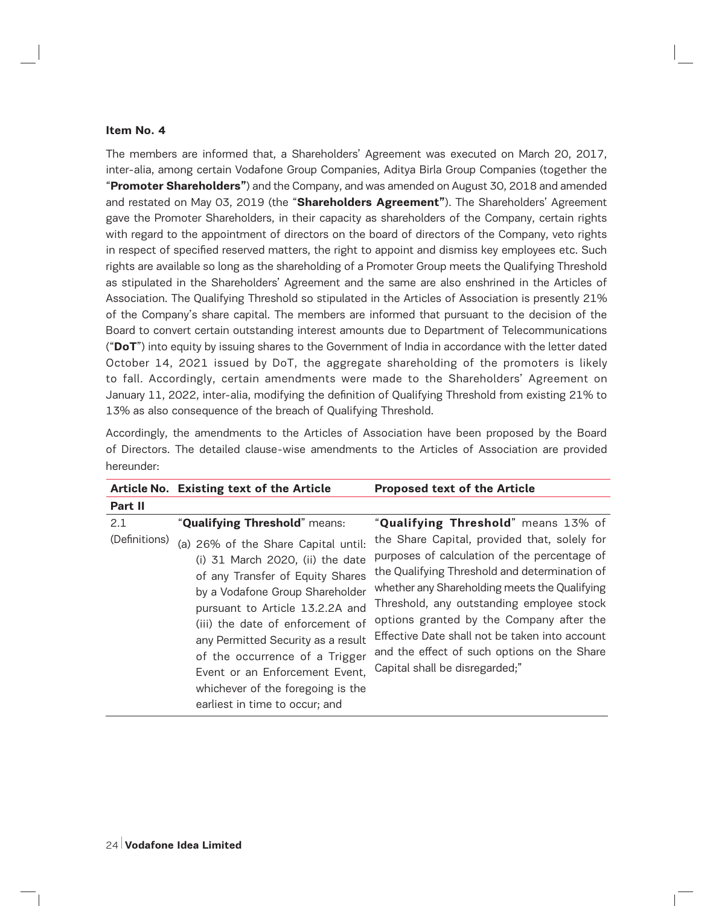**Item No. 4**

The members are informed that, a Shareholders' Agreement was executed on March 20, 2017, inter-alia, among certain Vodafone Group Companies, Aditya Birla Group Companies (together the "**Promoter Shareholders"**) and the Company, and was amended on August 30, 2018 and amended and restated on May 03, 2019 (the "**Shareholders Agreement"**). The Shareholders' Agreement gave the Promoter Shareholders, in their capacity as shareholders of the Company, certain rights with regard to the appointment of directors on the board of directors of the Company, veto rights in respect of specified reserved matters, the right to appoint and dismiss key employees etc. Such rights are available so long as the shareholding of a Promoter Group meets the Qualifying Threshold as stipulated in the Shareholders' Agreement and the same are also enshrined in the Articles of Association. The Qualifying Threshold so stipulated in the Articles of Association is presently 21% of the Company's share capital. The members are informed that pursuant to the decision of the Board to convert certain outstanding interest amounts due to Department of Telecommunications ("**DoT**") into equity by issuing shares to the Government of India in accordance with the letter dated October 14, 2021 issued by DoT, the aggregate shareholding of the promoters is likely to fall. Accordingly, certain amendments were made to the Shareholders' Agreement on January 11, 2022, inter-alia, modifying the definition of Qualifying Threshold from existing 21% to 13% as also consequence of the breach of Qualifying Threshold.

Accordingly, the amendments to the Articles of Association have been proposed by the Board of Directors. The detailed clause-wise amendments to the Articles of Association are provided hereunder:

| Article No. | Existing text of the Article | Proposed text of the Article |
|---|---|---|
| **Part II** | | |
| 2.1 (Definitions) | "**Qualifying Threshold**" means:<br>(a) 26% of the Share Capital until: (i) 31 March 2020, (ii) the date of any Transfer of Equity Shares by a Vodafone Group Shareholder pursuant to Article 13.2.2A and (iii) the date of enforcement of any Permitted Security as a result of the occurrence of a Trigger Event or an Enforcement Event, whichever of the foregoing is the earliest in time to occur; and | "**Qualifying Threshold**" means 13% of the Share Capital, provided that, solely for purposes of calculation of the percentage of the Qualifying Threshold and determination of whether any Shareholding meets the Qualifying Threshold, any outstanding employee stock options granted by the Company after the Effective Date shall not be taken into account and the effect of such options on the Share Capital shall be disregarded;" |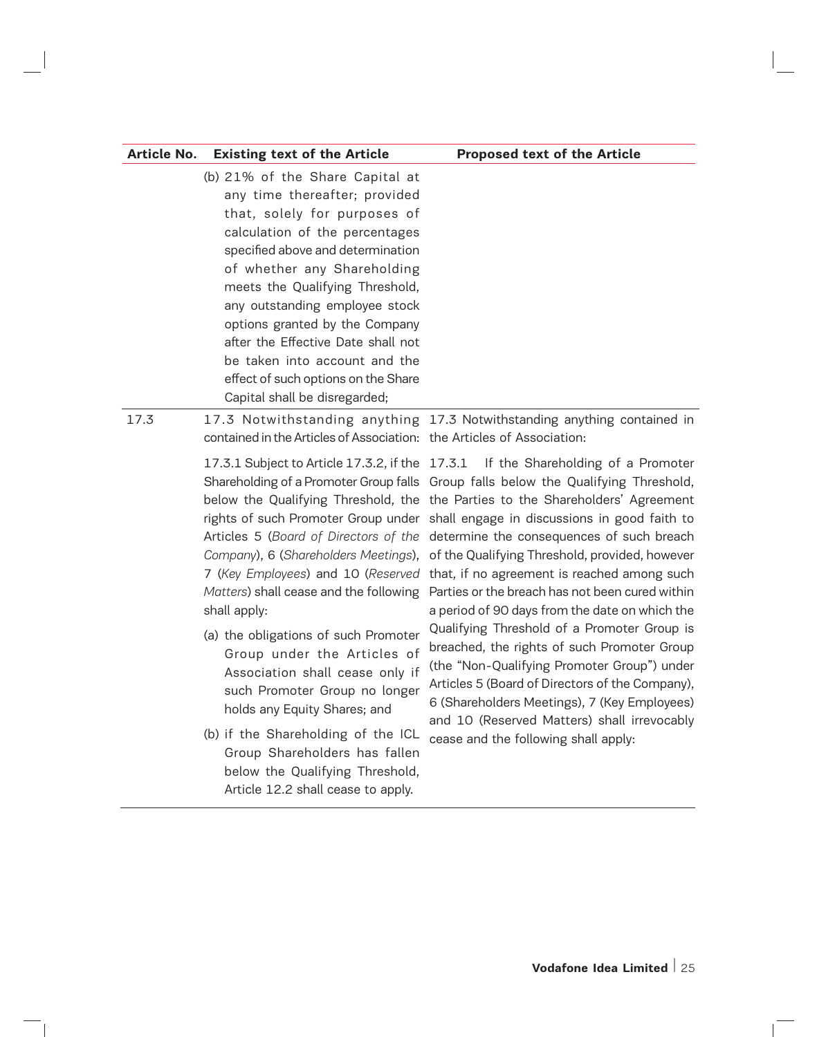| Article No. | Existing text of the Article | Proposed text of the Article |
|---|---|---|
| | (b) 21% of the Share Capital at any time thereafter; provided that, solely for purposes of calculation of the percentages specified above and determination of whether any Shareholding meets the Qualifying Threshold, any outstanding employee stock options granted by the Company after the Effective Date shall not be taken into account and the effect of such options on the Share Capital shall be disregarded; | |
| 17.3 | 17.3 Notwithstanding anything contained in the Articles of Association:<br><br>17.3.1 Subject to Article 17.3.2, if the Shareholding of a Promoter Group falls below the Qualifying Threshold, the rights of such Promoter Group under Articles 5 (*Board of Directors of the Company*), 6 (*Shareholders Meetings*), 7 (*Key Employees*) and 10 (*Reserved Matters*) shall cease and the following shall apply:<br><br>(a) the obligations of such Promoter Group under the Articles of Association shall cease only if such Promoter Group no longer holds any Equity Shares; and<br><br>(b) if the Shareholding of the ICL Group Shareholders has fallen below the Qualifying Threshold, Article 12.2 shall cease to apply. | 17.3 Notwithstanding anything contained in the Articles of Association:<br><br>17.3.1 If the Shareholding of a Promoter Group falls below the Qualifying Threshold, the Parties to the Shareholders' Agreement shall engage in discussions in good faith to determine the consequences of such breach of the Qualifying Threshold, provided, however that, if no agreement is reached among such Parties or the breach has not been cured within a period of 90 days from the date on which the Qualifying Threshold of a Promoter Group is breached, the rights of such Promoter Group (the "Non-Qualifying Promoter Group") under Articles 5 (Board of Directors of the Company), 6 (Shareholders Meetings), 7 (Key Employees) and 10 (Reserved Matters) shall irrevocably cease and the following shall apply: |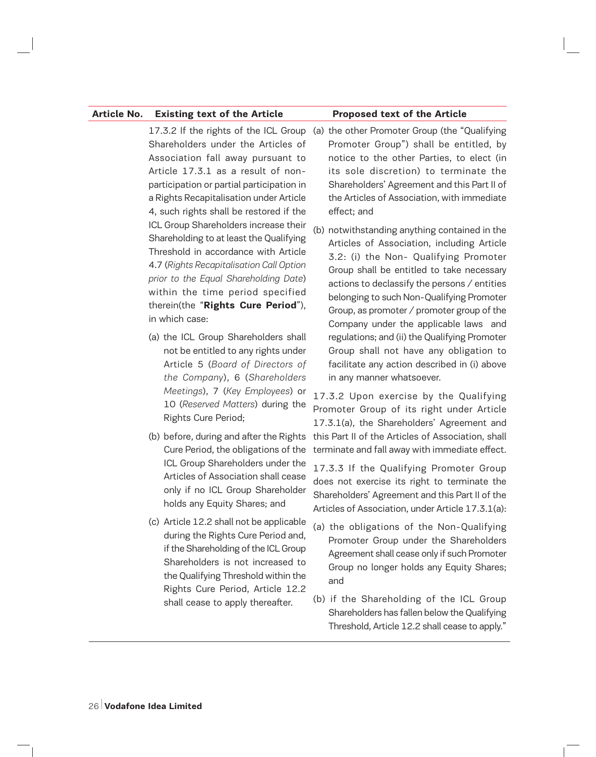| Article No. | Existing text of the Article | Proposed text of the Article |
|---|---|---|
| | 17.3.2 If the rights of the ICL Group Shareholders under the Articles of Association fall away pursuant to Article 17.3.1 as a result of non-participation or partial participation in a Rights Recapitalisation under Article 4, such rights shall be restored if the ICL Group Shareholders increase their Shareholding to at least the Qualifying Threshold in accordance with Article 4.7 (*Rights Recapitalisation Call Option prior to the Equal Shareholding Date*) within the time period specified therein(the "**Rights Cure Period**"), in which case:<br><br>(a) the ICL Group Shareholders shall not be entitled to any rights under Article 5 (*Board of Directors of the Company*), 6 (*Shareholders Meetings*), 7 (*Key Employees*) or 10 (*Reserved Matters*) during the Rights Cure Period;<br><br>(b) before, during and after the Rights Cure Period, the obligations of the ICL Group Shareholders under the Articles of Association shall cease only if no ICL Group Shareholder holds any Equity Shares; and<br><br>(c) Article 12.2 shall not be applicable during the Rights Cure Period and, if the Shareholding of the ICL Group Shareholders is not increased to the Qualifying Threshold within the Rights Cure Period, Article 12.2 shall cease to apply thereafter. | (a) the other Promoter Group (the "Qualifying Promoter Group") shall be entitled, by notice to the other Parties, to elect (in its sole discretion) to terminate the Shareholders' Agreement and this Part II of the Articles of Association, with immediate effect; and<br><br>(b) notwithstanding anything contained in the Articles of Association, including Article 3.2: (i) the Non- Qualifying Promoter Group shall be entitled to take necessary actions to declassify the persons / entities belonging to such Non-Qualifying Promoter Group, as promoter / promoter group of the Company under the applicable laws and regulations; and (ii) the Qualifying Promoter Group shall not have any obligation to facilitate any action described in (i) above in any manner whatsoever.<br><br>17.3.2 Upon exercise by the Qualifying Promoter Group of its right under Article 17.3.1(a), the Shareholders' Agreement and this Part II of the Articles of Association, shall terminate and fall away with immediate effect.<br><br>17.3.3 If the Qualifying Promoter Group does not exercise its right to terminate the Shareholders' Agreement and this Part II of the Articles of Association, under Article 17.3.1(a):<br><br>(a) the obligations of the Non-Qualifying Promoter Group under the Shareholders Agreement shall cease only if such Promoter Group no longer holds any Equity Shares; and<br><br>(b) if the Shareholding of the ICL Group Shareholders has fallen below the Qualifying Threshold, Article 12.2 shall cease to apply." |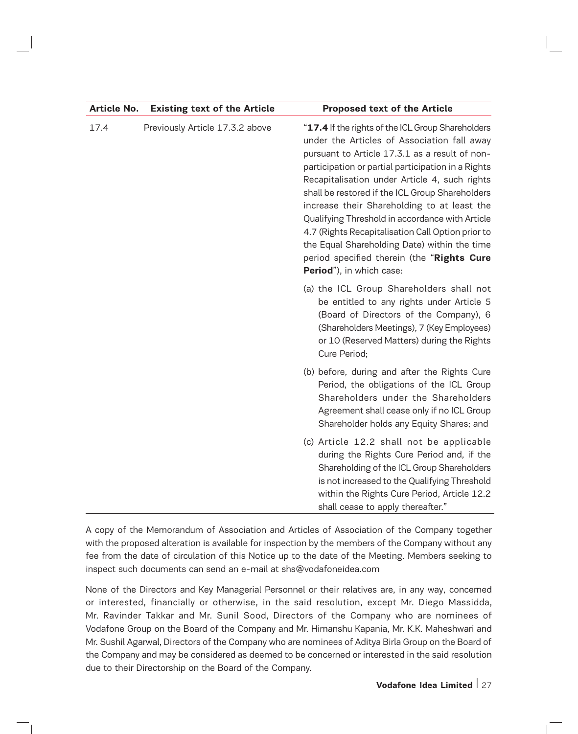| Article No. | Existing text of the Article | Proposed text of the Article |
|---|---|---|
| 17.4 | Previously Article 17.3.2 above | "**17.4** If the rights of the ICL Group Shareholders under the Articles of Association fall away pursuant to Article 17.3.1 as a result of non-participation or partial participation in a Rights Recapitalisation under Article 4, such rights shall be restored if the ICL Group Shareholders increase their Shareholding to at least the Qualifying Threshold in accordance with Article 4.7 (Rights Recapitalisation Call Option prior to the Equal Shareholding Date) within the time period specified therein (the "**Rights Cure Period**"), in which case:<br><br>(a) the ICL Group Shareholders shall not be entitled to any rights under Article 5 (Board of Directors of the Company), 6 (Shareholders Meetings), 7 (Key Employees) or 10 (Reserved Matters) during the Rights Cure Period;<br><br>(b) before, during and after the Rights Cure Period, the obligations of the ICL Group Shareholders under the Shareholders Agreement shall cease only if no ICL Group Shareholder holds any Equity Shares; and<br><br>(c) Article 12.2 shall not be applicable during the Rights Cure Period and, if the Shareholding of the ICL Group Shareholders is not increased to the Qualifying Threshold within the Rights Cure Period, Article 12.2 shall cease to apply thereafter." |

A copy of the Memorandum of Association and Articles of Association of the Company together with the proposed alteration is available for inspection by the members of the Company without any fee from the date of circulation of this Notice up to the date of the Meeting. Members seeking to inspect such documents can send an e-mail at shs@vodafoneidea.com

None of the Directors and Key Managerial Personnel or their relatives are, in any way, concerned or interested, financially or otherwise, in the said resolution, except Mr. Diego Massidda, Mr. Ravinder Takkar and Mr. Sunil Sood, Directors of the Company who are nominees of Vodafone Group on the Board of the Company and Mr. Himanshu Kapania, Mr. K.K. Maheshwari and Mr. Sushil Agarwal, Directors of the Company who are nominees of Aditya Birla Group on the Board of the Company and may be considered as deemed to be concerned or interested in the said resolution due to their Directorship on the Board of the Company.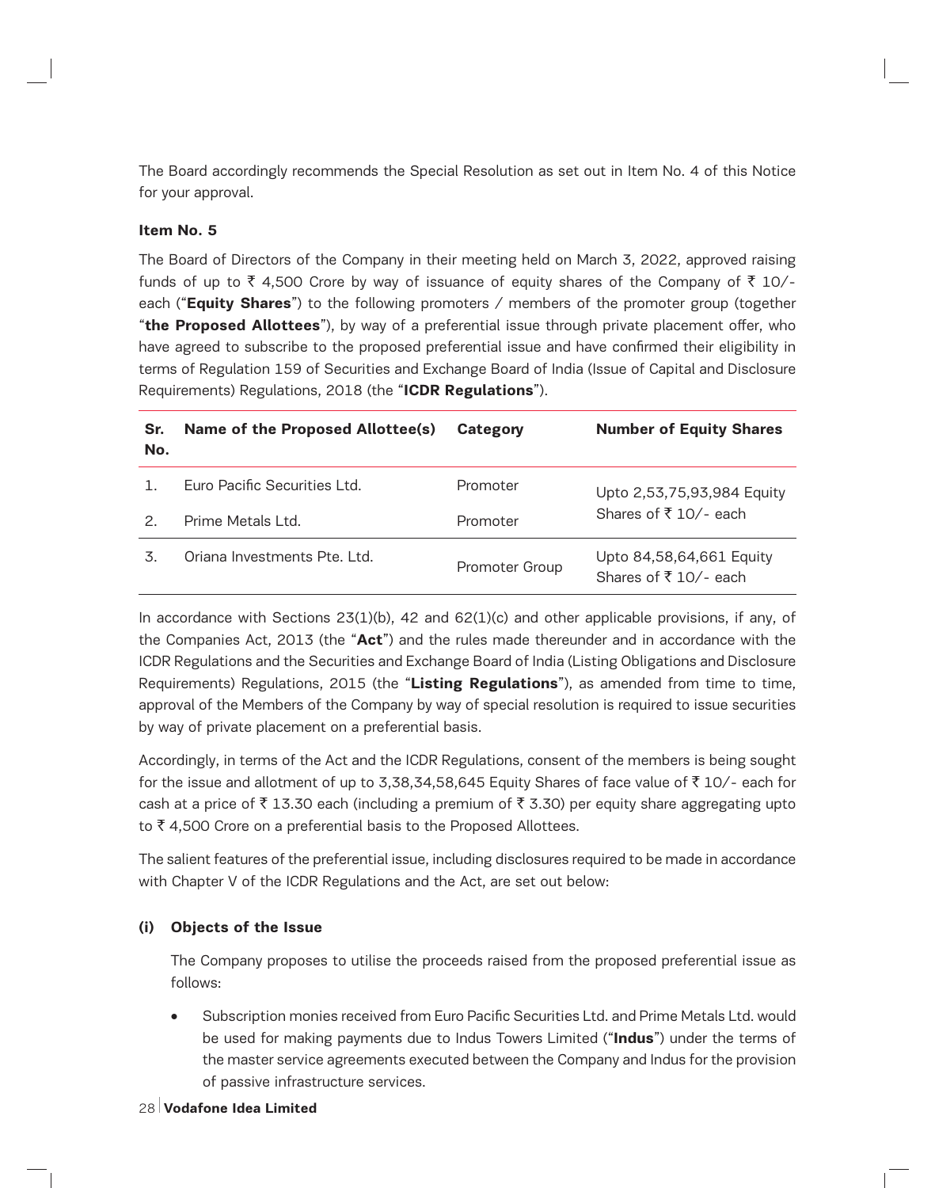The Board accordingly recommends the Special Resolution as set out in Item No. 4 of this Notice for your approval.

**Item No. 5**

The Board of Directors of the Company in their meeting held on March 3, 2022, approved raising funds of up to ₹ 4,500 Crore by way of issuance of equity shares of the Company of ₹ 10/- each ("**Equity Shares**") to the following promoters / members of the promoter group (together "**the Proposed Allottees**"), by way of a preferential issue through private placement offer, who have agreed to subscribe to the proposed preferential issue and have confirmed their eligibility in terms of Regulation 159 of Securities and Exchange Board of India (Issue of Capital and Disclosure Requirements) Regulations, 2018 (the "**ICDR Regulations**").

| Sr. No. | Name of the Proposed Allottee(s) | Category | Number of Equity Shares |
|---|---|---|---|
| 1. | Euro Pacific Securities Ltd. | Promoter | Upto 2,53,75,93,984 Equity Shares of ₹ 10/- each |
| 2. | Prime Metals Ltd. | Promoter | |
| 3. | Oriana Investments Pte. Ltd. | Promoter Group | Upto 84,58,64,661 Equity Shares of ₹ 10/- each |

In accordance with Sections 23(1)(b), 42 and 62(1)(c) and other applicable provisions, if any, of the Companies Act, 2013 (the "**Act**") and the rules made thereunder and in accordance with the ICDR Regulations and the Securities and Exchange Board of India (Listing Obligations and Disclosure Requirements) Regulations, 2015 (the "**Listing Regulations**"), as amended from time to time, approval of the Members of the Company by way of special resolution is required to issue securities by way of private placement on a preferential basis.

Accordingly, in terms of the Act and the ICDR Regulations, consent of the members is being sought for the issue and allotment of up to 3,38,34,58,645 Equity Shares of face value of ₹ 10/- each for cash at a price of ₹ 13.30 each (including a premium of ₹ 3.30) per equity share aggregating upto to ₹ 4,500 Crore on a preferential basis to the Proposed Allottees.

The salient features of the preferential issue, including disclosures required to be made in accordance with Chapter V of the ICDR Regulations and the Act, are set out below:

**(i) Objects of the Issue**

The Company proposes to utilise the proceeds raised from the proposed preferential issue as follows:

- Subscription monies received from Euro Pacific Securities Ltd. and Prime Metals Ltd. would be used for making payments due to Indus Towers Limited ("**Indus**") under the terms of the master service agreements executed between the Company and Indus for the provision of passive infrastructure services.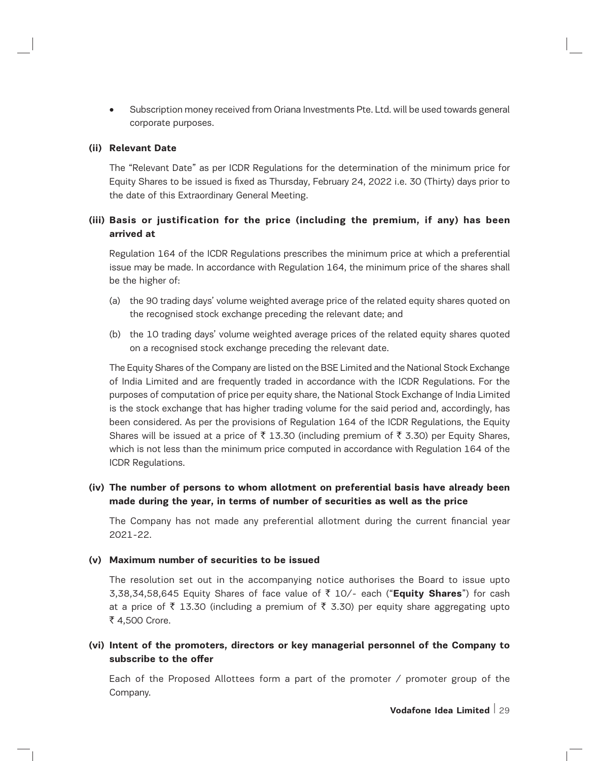- Subscription money received from Oriana Investments Pte. Ltd. will be used towards general corporate purposes.

**(ii) Relevant Date**

The "Relevant Date" as per ICDR Regulations for the determination of the minimum price for Equity Shares to be issued is fixed as Thursday, February 24, 2022 i.e. 30 (Thirty) days prior to the date of this Extraordinary General Meeting.

**(iii) Basis or justification for the price (including the premium, if any) has been arrived at**

Regulation 164 of the ICDR Regulations prescribes the minimum price at which a preferential issue may be made. In accordance with Regulation 164, the minimum price of the shares shall be the higher of:

(a) the 90 trading days' volume weighted average price of the related equity shares quoted on the recognised stock exchange preceding the relevant date; and

(b) the 10 trading days' volume weighted average prices of the related equity shares quoted on a recognised stock exchange preceding the relevant date.

The Equity Shares of the Company are listed on the BSE Limited and the National Stock Exchange of India Limited and are frequently traded in accordance with the ICDR Regulations. For the purposes of computation of price per equity share, the National Stock Exchange of India Limited is the stock exchange that has higher trading volume for the said period and, accordingly, has been considered. As per the provisions of Regulation 164 of the ICDR Regulations, the Equity Shares will be issued at a price of ₹ 13.30 (including premium of ₹ 3.30) per Equity Shares, which is not less than the minimum price computed in accordance with Regulation 164 of the ICDR Regulations.

**(iv) The number of persons to whom allotment on preferential basis have already been made during the year, in terms of number of securities as well as the price**

The Company has not made any preferential allotment during the current financial year 2021-22.

**(v) Maximum number of securities to be issued**

The resolution set out in the accompanying notice authorises the Board to issue upto 3,38,34,58,645 Equity Shares of face value of ₹ 10/- each ("**Equity Shares**") for cash at a price of ₹ 13.30 (including a premium of ₹ 3.30) per equity share aggregating upto ₹ 4,500 Crore.

**(vi) Intent of the promoters, directors or key managerial personnel of the Company to subscribe to the offer**

Each of the Proposed Allottees form a part of the promoter / promoter group of the Company.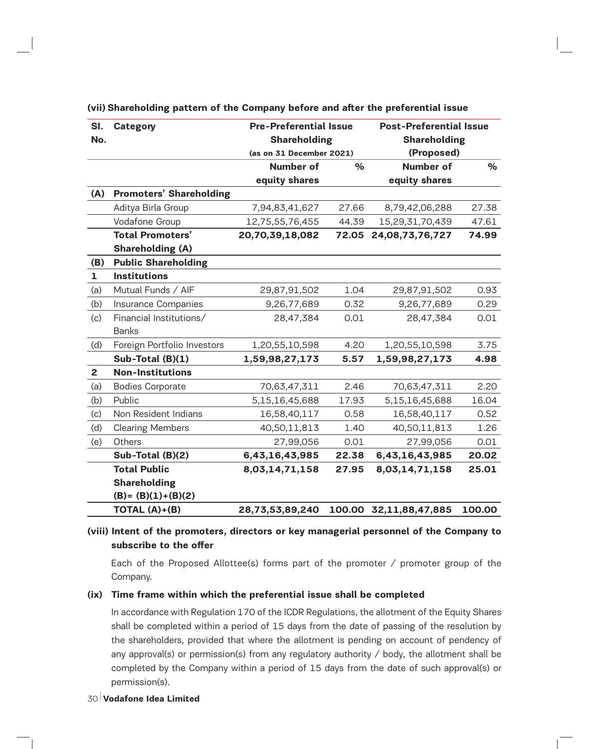**(vii) Shareholding pattern of the Company before and after the preferential issue**

| Sl. No. | Category | Pre-Preferential Issue Shareholding (as on 31 December 2021) | | Post-Preferential Issue Shareholding (Proposed) | |
|---|---|---|---|---|---|
| | | Number of equity shares | % | Number of equity shares | % |
| **(A)** | **Promoters' Shareholding** | | | | |
| | Aditya Birla Group | 7,94,83,41,627 | 27.66 | 8,79,42,06,288 | 27.38 |
| | Vodafone Group | 12,75,55,76,455 | 44.39 | 15,29,31,70,439 | 47.61 |
| | **Total Promoters' Shareholding (A)** | **20,70,39,18,082** | **72.05** | **24,08,73,76,727** | **74.99** |
| **(B)** | **Public Shareholding** | | | | |
| **1** | **Institutions** | | | | |
| (a) | Mutual Funds / AIF | 29,87,91,502 | 1.04 | 29,87,91,502 | 0.93 |
| (b) | Insurance Companies | 9,26,77,689 | 0.32 | 9,26,77,689 | 0.29 |
| (c) | Financial Institutions/ Banks | 28,47,384 | 0.01 | 28,47,384 | 0.01 |
| (d) | Foreign Portfolio Investors | 1,20,55,10,598 | 4.20 | 1,20,55,10,598 | 3.75 |
| | **Sub-Total (B)(1)** | **1,59,98,27,173** | **5.57** | **1,59,98,27,173** | **4.98** |
| **2** | **Non-Institutions** | | | | |
| (a) | Bodies Corporate | 70,63,47,311 | 2.46 | 70,63,47,311 | 2.20 |
| (b) | Public | 5,15,16,45,688 | 17.93 | 5,15,16,45,688 | 16.04 |
| (c) | Non Resident Indians | 16,58,40,117 | 0.58 | 16,58,40,117 | 0.52 |
| (d) | Clearing Members | 40,50,11,813 | 1.40 | 40,50,11,813 | 1.26 |
| (e) | Others | 27,99,056 | 0.01 | 27,99,056 | 0.01 |
| | **Sub-Total (B)(2)** | **6,43,16,43,985** | **22.38** | **6,43,16,43,985** | **20.02** |
| | **Total Public Shareholding (B)= (B)(1)+(B)(2)** | **8,03,14,71,158** | **27.95** | **8,03,14,71,158** | **25.01** |
| | **TOTAL (A)+(B)** | **28,73,53,89,240** | **100.00** | **32,11,88,47,885** | **100.00** |

**(viii) Intent of the promoters, directors or key managerial personnel of the Company to subscribe to the offer**

Each of the Proposed Allottee(s) forms part of the promoter / promoter group of the Company.

**(ix) Time frame within which the preferential issue shall be completed**

In accordance with Regulation 170 of the ICDR Regulations, the allotment of the Equity Shares shall be completed within a period of 15 days from the date of passing of the resolution by the shareholders, provided that where the allotment is pending on account of pendency of any approval(s) or permission(s) from any regulatory authority / body, the allotment shall be completed by the Company within a period of 15 days from the date of such approval(s) or permission(s).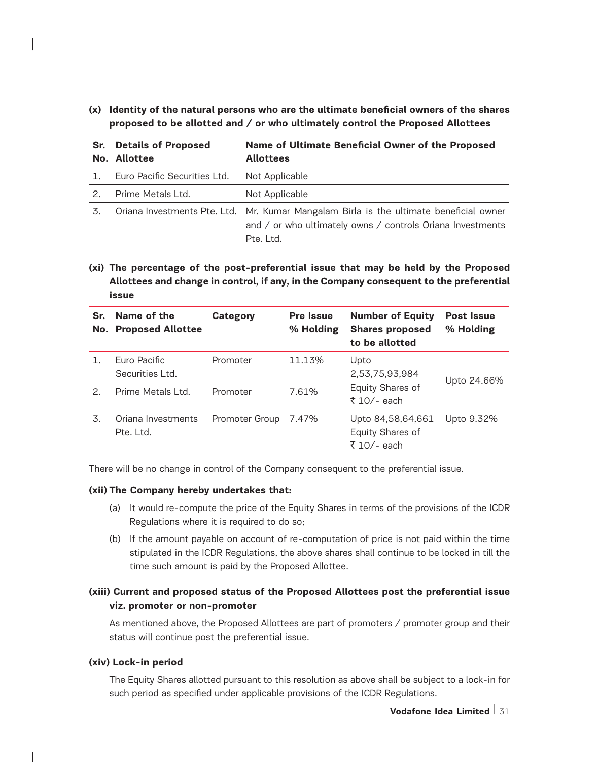**(x) Identity of the natural persons who are the ultimate beneficial owners of the shares proposed to be allotted and / or who ultimately control the Proposed Allottees**

| Sr. No. | Details of Proposed Allottee | Name of Ultimate Beneficial Owner of the Proposed Allottees |
|---|---|---|
| 1. | Euro Pacific Securities Ltd. | Not Applicable |
| 2. | Prime Metals Ltd. | Not Applicable |
| 3. | Oriana Investments Pte. Ltd. | Mr. Kumar Mangalam Birla is the ultimate beneficial owner and / or who ultimately owns / controls Oriana Investments Pte. Ltd. |

**(xi) The percentage of the post-preferential issue that may be held by the Proposed Allottees and change in control, if any, in the Company consequent to the preferential issue**

| Sr. No. | Name of the Proposed Allottee | Category | Pre Issue % Holding | Number of Equity Shares proposed to be allotted | Post Issue % Holding |
|---|---|---|---|---|---|
| 1. | Euro Pacific Securities Ltd. | Promoter | 11.13% | Upto 2,53,75,93,984 Equity Shares of ₹ 10/- each | Upto 24.66% |
| 2. | Prime Metals Ltd. | Promoter | 7.61% | | |
| 3. | Oriana Investments Pte. Ltd. | Promoter Group | 7.47% | Upto 84,58,64,661 Equity Shares of ₹ 10/- each | Upto 9.32% |

There will be no change in control of the Company consequent to the preferential issue.

**(xii) The Company hereby undertakes that:**

(a) It would re-compute the price of the Equity Shares in terms of the provisions of the ICDR Regulations where it is required to do so;

(b) If the amount payable on account of re-computation of price is not paid within the time stipulated in the ICDR Regulations, the above shares shall continue to be locked in till the time such amount is paid by the Proposed Allottee.

**(xiii) Current and proposed status of the Proposed Allottees post the preferential issue viz. promoter or non-promoter**

As mentioned above, the Proposed Allottees are part of promoters / promoter group and their status will continue post the preferential issue.

**(xiv) Lock-in period**

The Equity Shares allotted pursuant to this resolution as above shall be subject to a lock-in for such period as specified under applicable provisions of the ICDR Regulations.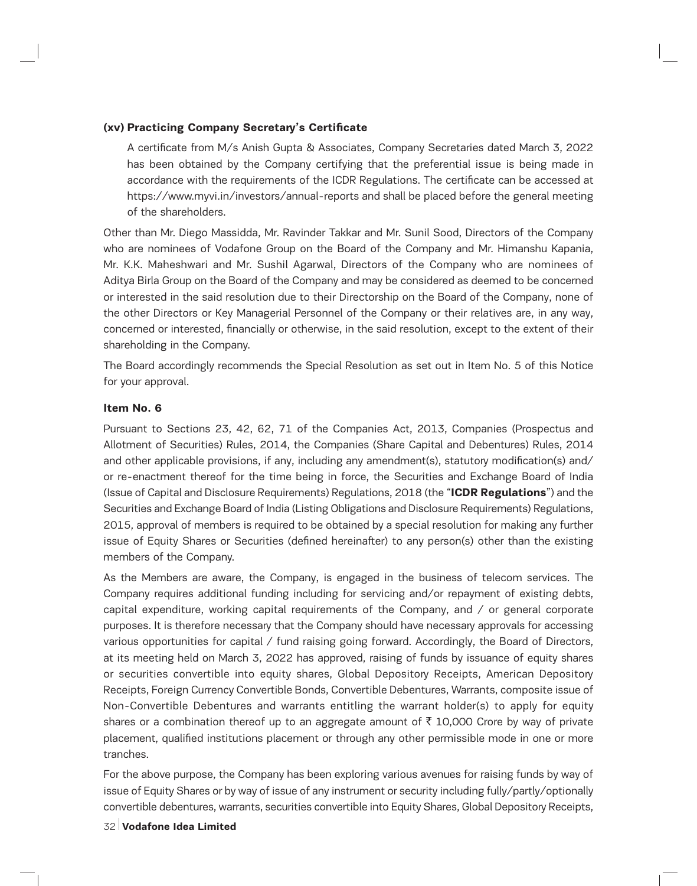**(xv) Practicing Company Secretary's Certificate**

A certificate from M/s Anish Gupta & Associates, Company Secretaries dated March 3, 2022 has been obtained by the Company certifying that the preferential issue is being made in accordance with the requirements of the ICDR Regulations. The certificate can be accessed at https://www.myvi.in/investors/annual-reports and shall be placed before the general meeting of the shareholders.

Other than Mr. Diego Massidda, Mr. Ravinder Takkar and Mr. Sunil Sood, Directors of the Company who are nominees of Vodafone Group on the Board of the Company and Mr. Himanshu Kapania, Mr. K.K. Maheshwari and Mr. Sushil Agarwal, Directors of the Company who are nominees of Aditya Birla Group on the Board of the Company and may be considered as deemed to be concerned or interested in the said resolution due to their Directorship on the Board of the Company, none of the other Directors or Key Managerial Personnel of the Company or their relatives are, in any way, concerned or interested, financially or otherwise, in the said resolution, except to the extent of their shareholding in the Company.

The Board accordingly recommends the Special Resolution as set out in Item No. 5 of this Notice for your approval.

**Item No. 6**

Pursuant to Sections 23, 42, 62, 71 of the Companies Act, 2013, Companies (Prospectus and Allotment of Securities) Rules, 2014, the Companies (Share Capital and Debentures) Rules, 2014 and other applicable provisions, if any, including any amendment(s), statutory modification(s) and/ or re-enactment thereof for the time being in force, the Securities and Exchange Board of India (Issue of Capital and Disclosure Requirements) Regulations, 2018 (the "**ICDR Regulations**") and the Securities and Exchange Board of India (Listing Obligations and Disclosure Requirements) Regulations, 2015, approval of members is required to be obtained by a special resolution for making any further issue of Equity Shares or Securities (defined hereinafter) to any person(s) other than the existing members of the Company.

As the Members are aware, the Company, is engaged in the business of telecom services. The Company requires additional funding including for servicing and/or repayment of existing debts, capital expenditure, working capital requirements of the Company, and / or general corporate purposes. It is therefore necessary that the Company should have necessary approvals for accessing various opportunities for capital / fund raising going forward. Accordingly, the Board of Directors, at its meeting held on March 3, 2022 has approved, raising of funds by issuance of equity shares or securities convertible into equity shares, Global Depository Receipts, American Depository Receipts, Foreign Currency Convertible Bonds, Convertible Debentures, Warrants, composite issue of Non-Convertible Debentures and warrants entitling the warrant holder(s) to apply for equity shares or a combination thereof up to an aggregate amount of ₹ 10,000 Crore by way of private placement, qualified institutions placement or through any other permissible mode in one or more tranches.

For the above purpose, the Company has been exploring various avenues for raising funds by way of issue of Equity Shares or by way of issue of any instrument or security including fully/partly/optionally convertible debentures, warrants, securities convertible into Equity Shares, Global Depository Receipts,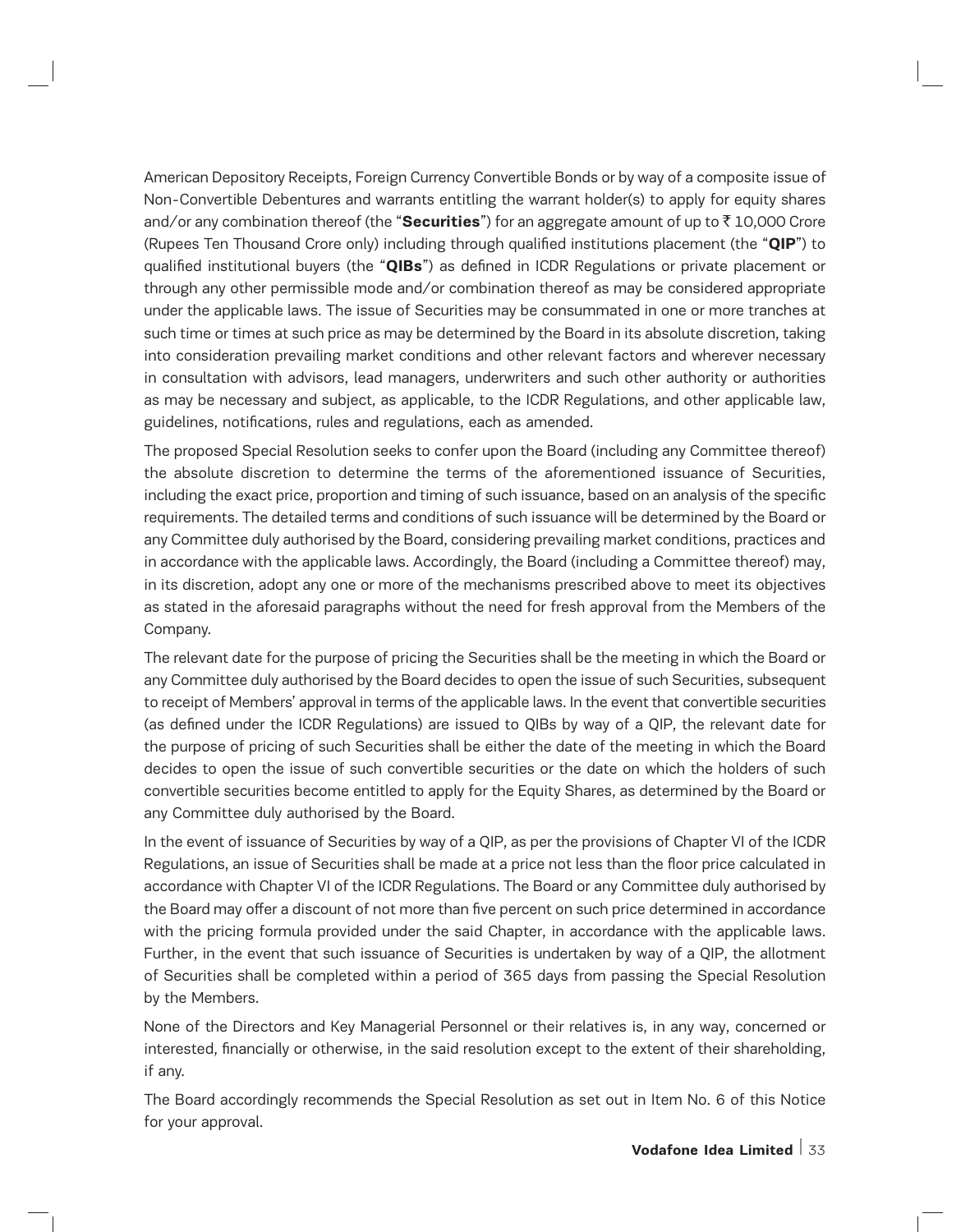American Depository Receipts, Foreign Currency Convertible Bonds or by way of a composite issue of Non-Convertible Debentures and warrants entitling the warrant holder(s) to apply for equity shares and/or any combination thereof (the "**Securities**") for an aggregate amount of up to ₹ 10,000 Crore (Rupees Ten Thousand Crore only) including through qualified institutions placement (the "**QIP**") to qualified institutional buyers (the "**QIBs**") as defined in ICDR Regulations or private placement or through any other permissible mode and/or combination thereof as may be considered appropriate under the applicable laws. The issue of Securities may be consummated in one or more tranches at such time or times at such price as may be determined by the Board in its absolute discretion, taking into consideration prevailing market conditions and other relevant factors and wherever necessary in consultation with advisors, lead managers, underwriters and such other authority or authorities as may be necessary and subject, as applicable, to the ICDR Regulations, and other applicable law, guidelines, notifications, rules and regulations, each as amended.

The proposed Special Resolution seeks to confer upon the Board (including any Committee thereof) the absolute discretion to determine the terms of the aforementioned issuance of Securities, including the exact price, proportion and timing of such issuance, based on an analysis of the specific requirements. The detailed terms and conditions of such issuance will be determined by the Board or any Committee duly authorised by the Board, considering prevailing market conditions, practices and in accordance with the applicable laws. Accordingly, the Board (including a Committee thereof) may, in its discretion, adopt any one or more of the mechanisms prescribed above to meet its objectives as stated in the aforesaid paragraphs without the need for fresh approval from the Members of the Company.

The relevant date for the purpose of pricing the Securities shall be the meeting in which the Board or any Committee duly authorised by the Board decides to open the issue of such Securities, subsequent to receipt of Members' approval in terms of the applicable laws. In the event that convertible securities (as defined under the ICDR Regulations) are issued to QIBs by way of a QIP, the relevant date for the purpose of pricing of such Securities shall be either the date of the meeting in which the Board decides to open the issue of such convertible securities or the date on which the holders of such convertible securities become entitled to apply for the Equity Shares, as determined by the Board or any Committee duly authorised by the Board.

In the event of issuance of Securities by way of a QIP, as per the provisions of Chapter VI of the ICDR Regulations, an issue of Securities shall be made at a price not less than the floor price calculated in accordance with Chapter VI of the ICDR Regulations. The Board or any Committee duly authorised by the Board may offer a discount of not more than five percent on such price determined in accordance with the pricing formula provided under the said Chapter, in accordance with the applicable laws. Further, in the event that such issuance of Securities is undertaken by way of a QIP, the allotment of Securities shall be completed within a period of 365 days from passing the Special Resolution by the Members.

None of the Directors and Key Managerial Personnel or their relatives is, in any way, concerned or interested, financially or otherwise, in the said resolution except to the extent of their shareholding, if any.

The Board accordingly recommends the Special Resolution as set out in Item No. 6 of this Notice for your approval.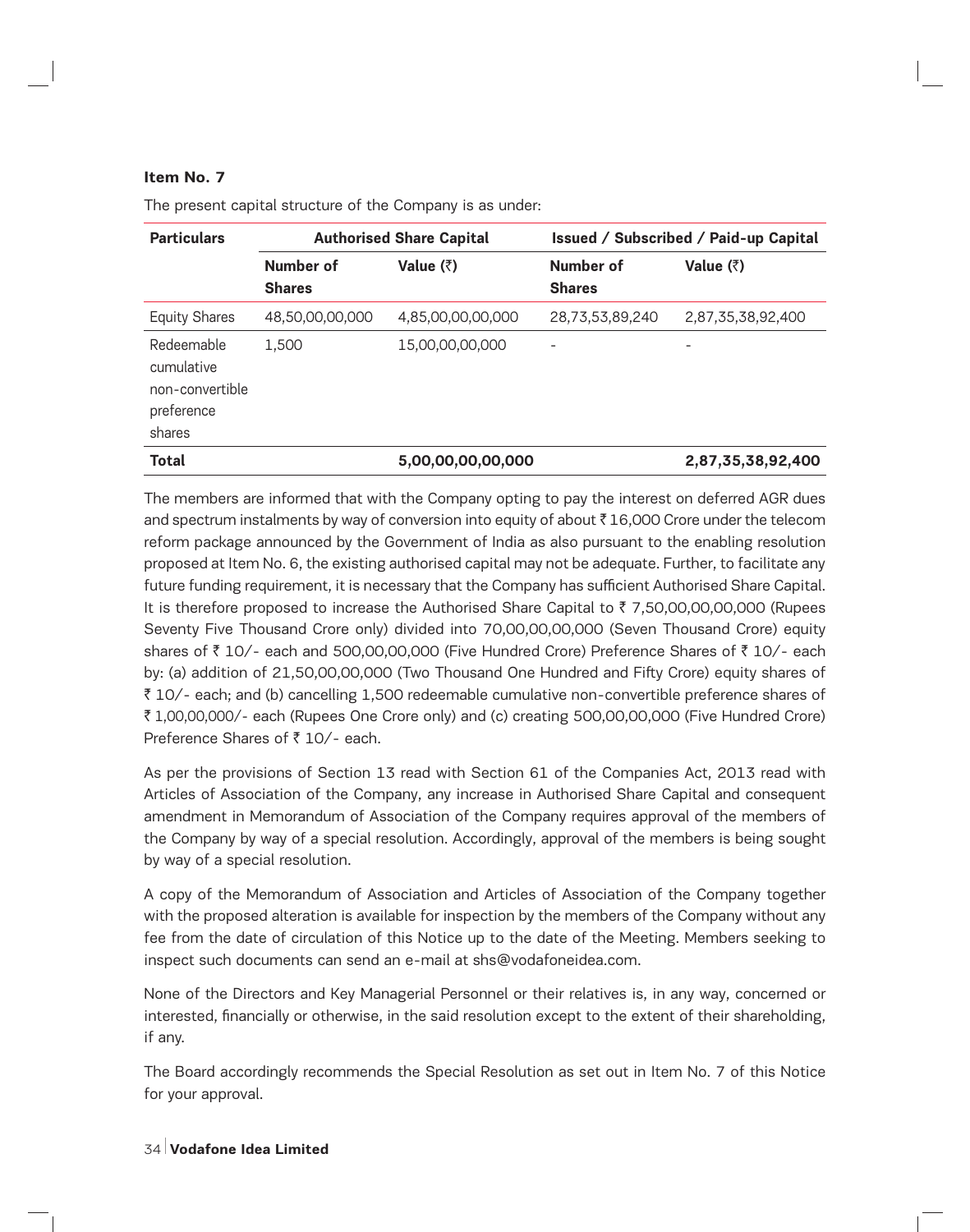**Item No. 7**

The present capital structure of the Company is as under:

| Particulars | Authorised Share Capital | | Issued / Subscribed / Paid-up Capital | |
|---|---|---|---|---|
| | Number of Shares | Value (₹) | Number of Shares | Value (₹) |
| Equity Shares | 48,50,00,00,000 | 4,85,00,00,00,000 | 28,73,53,89,240 | 2,87,35,38,92,400 |
| Redeemable cumulative non-convertible preference shares | 1,500 | 15,00,00,00,000 | - | - |
| **Total** | | **5,00,00,00,00,000** | | **2,87,35,38,92,400** |

The members are informed that with the Company opting to pay the interest on deferred AGR dues and spectrum instalments by way of conversion into equity of about ₹ 16,000 Crore under the telecom reform package announced by the Government of India as also pursuant to the enabling resolution proposed at Item No. 6, the existing authorised capital may not be adequate. Further, to facilitate any future funding requirement, it is necessary that the Company has sufficient Authorised Share Capital. It is therefore proposed to increase the Authorised Share Capital to ₹ 7,50,00,00,00,000 (Rupees Seventy Five Thousand Crore only) divided into 70,00,00,00,000 (Seven Thousand Crore) equity shares of ₹ 10/- each and 500,00,00,000 (Five Hundred Crore) Preference Shares of ₹ 10/- each by: (a) addition of 21,50,00,00,000 (Two Thousand One Hundred and Fifty Crore) equity shares of ₹ 10/- each; and (b) cancelling 1,500 redeemable cumulative non-convertible preference shares of ₹ 1,00,00,000/- each (Rupees One Crore only) and (c) creating 500,00,00,000 (Five Hundred Crore) Preference Shares of ₹ 10/- each.

As per the provisions of Section 13 read with Section 61 of the Companies Act, 2013 read with Articles of Association of the Company, any increase in Authorised Share Capital and consequent amendment in Memorandum of Association of the Company requires approval of the members of the Company by way of a special resolution. Accordingly, approval of the members is being sought by way of a special resolution.

A copy of the Memorandum of Association and Articles of Association of the Company together with the proposed alteration is available for inspection by the members of the Company without any fee from the date of circulation of this Notice up to the date of the Meeting. Members seeking to inspect such documents can send an e-mail at shs@vodafoneidea.com.

None of the Directors and Key Managerial Personnel or their relatives is, in any way, concerned or interested, financially or otherwise, in the said resolution except to the extent of their shareholding, if any.

The Board accordingly recommends the Special Resolution as set out in Item No. 7 of this Notice for your approval.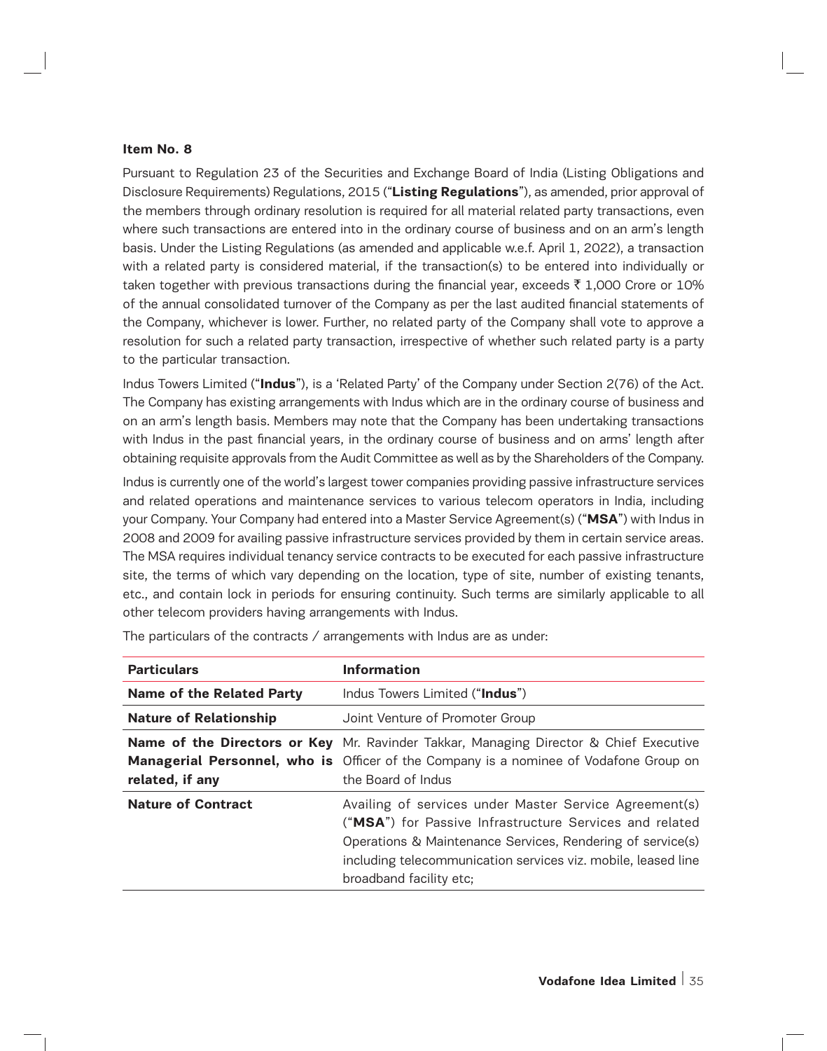**Item No. 8**

Pursuant to Regulation 23 of the Securities and Exchange Board of India (Listing Obligations and Disclosure Requirements) Regulations, 2015 ("**Listing Regulations**"), as amended, prior approval of the members through ordinary resolution is required for all material related party transactions, even where such transactions are entered into in the ordinary course of business and on an arm's length basis. Under the Listing Regulations (as amended and applicable w.e.f. April 1, 2022), a transaction with a related party is considered material, if the transaction(s) to be entered into individually or taken together with previous transactions during the financial year, exceeds ₹ 1,000 Crore or 10% of the annual consolidated turnover of the Company as per the last audited financial statements of the Company, whichever is lower. Further, no related party of the Company shall vote to approve a resolution for such a related party transaction, irrespective of whether such related party is a party to the particular transaction.

Indus Towers Limited ("**Indus**"), is a 'Related Party' of the Company under Section 2(76) of the Act. The Company has existing arrangements with Indus which are in the ordinary course of business and on an arm's length basis. Members may note that the Company has been undertaking transactions with Indus in the past financial years, in the ordinary course of business and on arms' length after obtaining requisite approvals from the Audit Committee as well as by the Shareholders of the Company.

Indus is currently one of the world's largest tower companies providing passive infrastructure services and related operations and maintenance services to various telecom operators in India, including your Company. Your Company had entered into a Master Service Agreement(s) ("**MSA**") with Indus in 2008 and 2009 for availing passive infrastructure services provided by them in certain service areas. The MSA requires individual tenancy service contracts to be executed for each passive infrastructure site, the terms of which vary depending on the location, type of site, number of existing tenants, etc., and contain lock in periods for ensuring continuity. Such terms are similarly applicable to all other telecom providers having arrangements with Indus.

The particulars of the contracts / arrangements with Indus are as under:

| Particulars | Information |
|---|---|
| **Name of the Related Party** | Indus Towers Limited ("**Indus**") |
| **Nature of Relationship** | Joint Venture of Promoter Group |
| **Name of the Directors or Key Managerial Personnel, who is related, if any** | Mr. Ravinder Takkar, Managing Director & Chief Executive Officer of the Company is a nominee of Vodafone Group on the Board of Indus |
| **Nature of Contract** | Availing of services under Master Service Agreement(s) ("**MSA**") for Passive Infrastructure Services and related Operations & Maintenance Services, Rendering of service(s) including telecommunication services viz. mobile, leased line broadband facility etc; |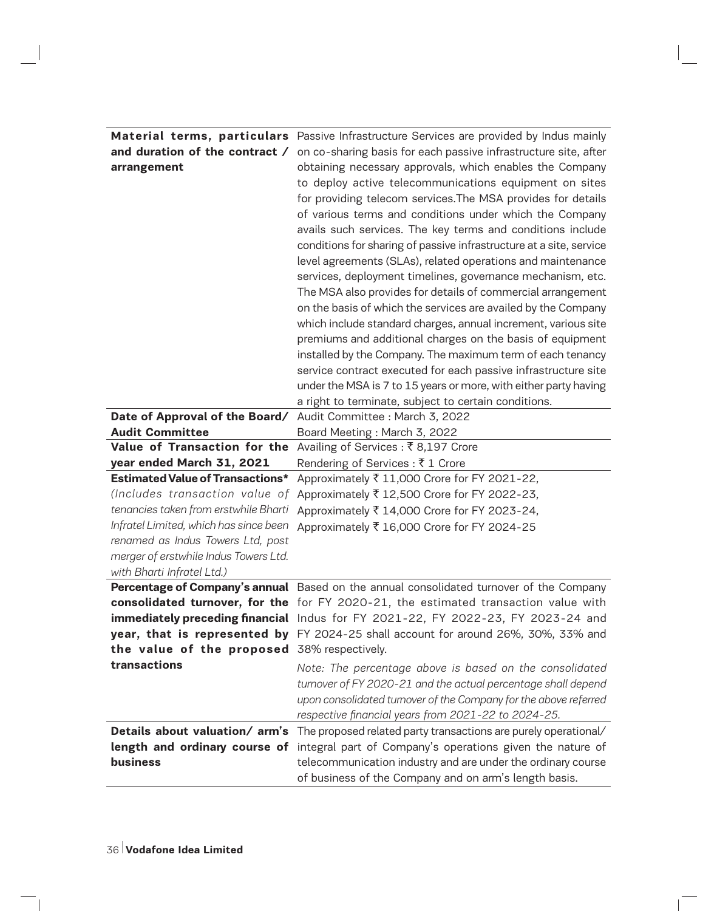| | |
|---|---|
| **Material terms, particulars and duration of the contract / arrangement** | Passive Infrastructure Services are provided by Indus mainly on co-sharing basis for each passive infrastructure site, after obtaining necessary approvals, which enables the Company to deploy active telecommunications equipment on sites for providing telecom services.The MSA provides for details of various terms and conditions under which the Company avails such services. The key terms and conditions include conditions for sharing of passive infrastructure at a site, service level agreements (SLAs), related operations and maintenance services, deployment timelines, governance mechanism, etc. The MSA also provides for details of commercial arrangement on the basis of which the services are availed by the Company which include standard charges, annual increment, various site premiums and additional charges on the basis of equipment installed by the Company. The maximum term of each tenancy service contract executed for each passive infrastructure site under the MSA is 7 to 15 years or more, with either party having a right to terminate, subject to certain conditions. |
| **Date of Approval of the Board/ Audit Committee** | Audit Committee : March 3, 2022<br>Board Meeting : March 3, 2022 |
| **Value of Transaction for the year ended March 31, 2021** | Availing of Services : ₹ 8,197 Crore<br>Rendering of Services : ₹ 1 Crore |
| **Estimated Value of Transactions***<br>*(Includes transaction value of tenancies taken from erstwhile Bharti Infratel Limited, which has since been renamed as Indus Towers Ltd, post merger of erstwhile Indus Towers Ltd. with Bharti Infratel Ltd.)* | Approximately ₹ 11,000 Crore for FY 2021-22,<br>Approximately ₹ 12,500 Crore for FY 2022-23,<br>Approximately ₹ 14,000 Crore for FY 2023-24,<br>Approximately ₹ 16,000 Crore for FY 2024-25 |
| **Percentage of Company's annual consolidated turnover, for the immediately preceding financial year, that is represented by the value of the proposed transactions** | Based on the annual consolidated turnover of the Company for FY 2020-21, the estimated transaction value with Indus for FY 2021-22, FY 2022-23, FY 2023-24 and FY 2024-25 shall account for around 26%, 30%, 33% and 38% respectively.<br>*Note: The percentage above is based on the consolidated turnover of FY 2020-21 and the actual percentage shall depend upon consolidated turnover of the Company for the above referred respective financial years from 2021-22 to 2024-25.* |
| **Details about valuation/ arm's length and ordinary course of business** | The proposed related party transactions are purely operational/ integral part of Company's operations given the nature of telecommunication industry and are under the ordinary course of business of the Company and on arm's length basis. |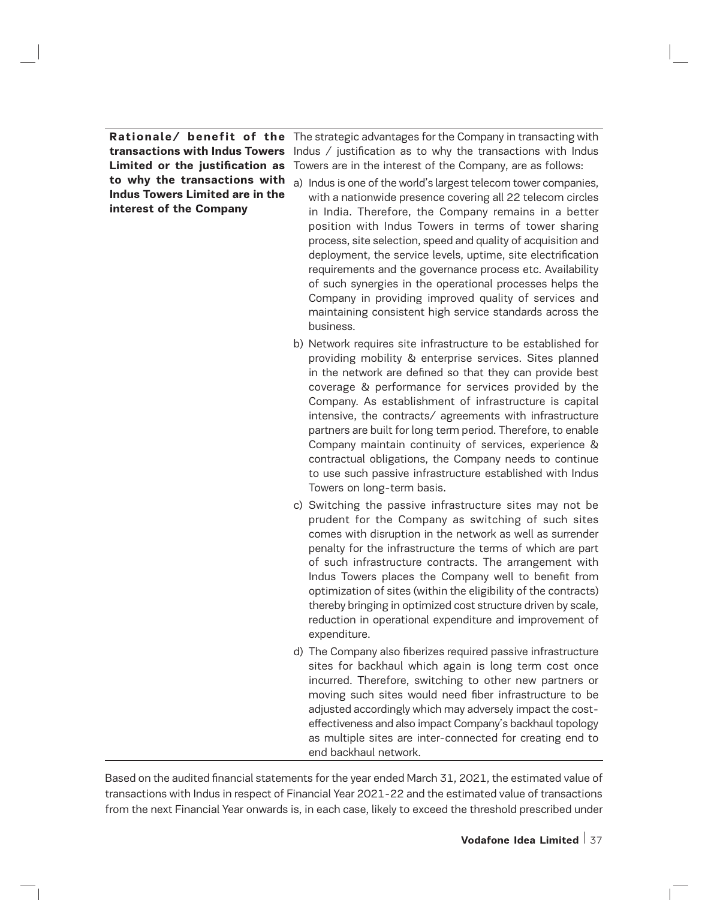| Rationale/ benefit of the transactions with Indus Towers Limited or the justification as to why the transactions with Indus Towers Limited are in the interest of the Company | The strategic advantages for the Company in transacting with Indus / justification as to why the transactions with Indus Towers are in the interest of the Company, are as follows:<br><br>a) Indus is one of the world's largest telecom tower companies, with a nationwide presence covering all 22 telecom circles in India. Therefore, the Company remains in a better position with Indus Towers in terms of tower sharing process, site selection, speed and quality of acquisition and deployment, the service levels, uptime, site electrification requirements and the governance process etc. Availability of such synergies in the operational processes helps the Company in providing improved quality of services and maintaining consistent high service standards across the business.<br><br>b) Network requires site infrastructure to be established for providing mobility & enterprise services. Sites planned in the network are defined so that they can provide best coverage & performance for services provided by the Company. As establishment of infrastructure is capital intensive, the contracts/ agreements with infrastructure partners are built for long term period. Therefore, to enable Company maintain continuity of services, experience & contractual obligations, the Company needs to continue to use such passive infrastructure established with Indus Towers on long-term basis.<br><br>c) Switching the passive infrastructure sites may not be prudent for the Company as switching of such sites comes with disruption in the network as well as surrender penalty for the infrastructure the terms of which are part of such infrastructure contracts. The arrangement with Indus Towers places the Company well to benefit from optimization of sites (within the eligibility of the contracts) thereby bringing in optimized cost structure driven by scale, reduction in operational expenditure and improvement of expenditure.<br><br>d) The Company also fiberizes required passive infrastructure sites for backhaul which again is long term cost once incurred. Therefore, switching to other new partners or moving such sites would need fiber infrastructure to be adjusted accordingly which may adversely impact the cost-effectiveness and also impact Company's backhaul topology as multiple sites are inter-connected for creating end to end backhaul network. |
|---|---|

Based on the audited financial statements for the year ended March 31, 2021, the estimated value of transactions with Indus in respect of Financial Year 2021-22 and the estimated value of transactions from the next Financial Year onwards is, in each case, likely to exceed the threshold prescribed under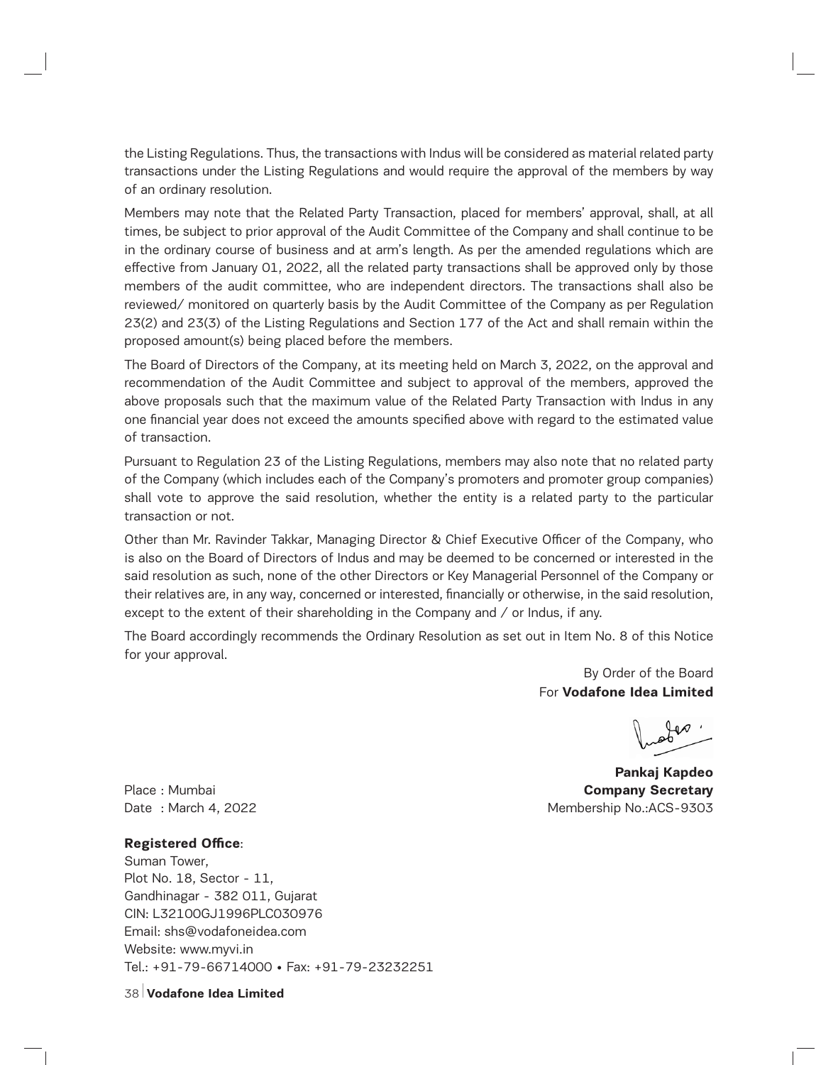the Listing Regulations. Thus, the transactions with Indus will be considered as material related party transactions under the Listing Regulations and would require the approval of the members by way of an ordinary resolution.

Members may note that the Related Party Transaction, placed for members' approval, shall, at all times, be subject to prior approval of the Audit Committee of the Company and shall continue to be in the ordinary course of business and at arm's length. As per the amended regulations which are effective from January 01, 2022, all the related party transactions shall be approved only by those members of the audit committee, who are independent directors. The transactions shall also be reviewed/ monitored on quarterly basis by the Audit Committee of the Company as per Regulation 23(2) and 23(3) of the Listing Regulations and Section 177 of the Act and shall remain within the proposed amount(s) being placed before the members.

The Board of Directors of the Company, at its meeting held on March 3, 2022, on the approval and recommendation of the Audit Committee and subject to approval of the members, approved the above proposals such that the maximum value of the Related Party Transaction with Indus in any one financial year does not exceed the amounts specified above with regard to the estimated value of transaction.

Pursuant to Regulation 23 of the Listing Regulations, members may also note that no related party of the Company (which includes each of the Company's promoters and promoter group companies) shall vote to approve the said resolution, whether the entity is a related party to the particular transaction or not.

Other than Mr. Ravinder Takkar, Managing Director & Chief Executive Officer of the Company, who is also on the Board of Directors of Indus and may be deemed to be concerned or interested in the said resolution as such, none of the other Directors or Key Managerial Personnel of the Company or their relatives are, in any way, concerned or interested, financially or otherwise, in the said resolution, except to the extent of their shareholding in the Company and / or Indus, if any.

The Board accordingly recommends the Ordinary Resolution as set out in Item No. 8 of this Notice for your approval.

By Order of the Board
For **Vodafone Idea Limited**

**Pankaj Kapdeo**
**Company Secretary**
Membership No.:ACS-9303

Place : Mumbai
Date : March 4, 2022

**Registered Office**:
Suman Tower,
Plot No. 18, Sector - 11,
Gandhinagar - 382 011, Gujarat
CIN: L32100GJ1996PLC030976
Email: shs@vodafoneidea.com
Website: www.myvi.in
Tel.: +91-79-66714000 • Fax: +91-79-23232251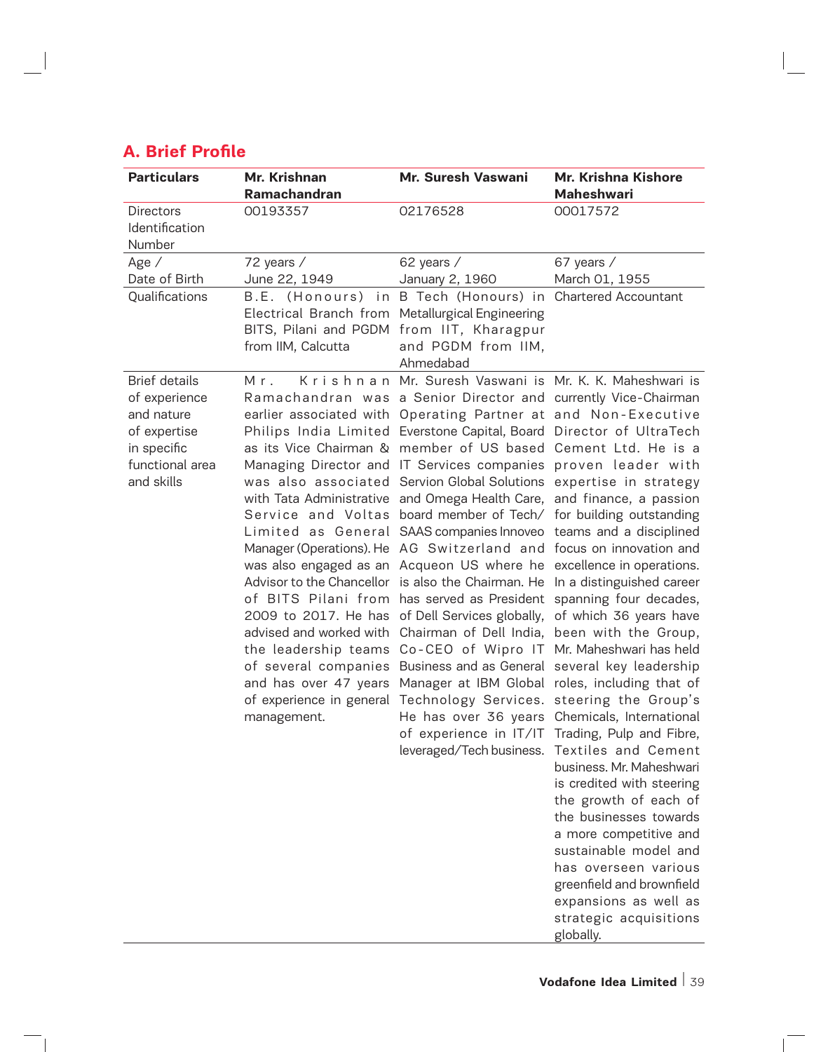## A. Brief Profile

| Particulars | Mr. Krishnan Ramachandran | Mr. Suresh Vaswani | Mr. Krishna Kishore Maheshwari |
|---|---|---|---|
| Directors Identification Number | 00193357 | 02176528 | 00017572 |
| Age / Date of Birth | 72 years / June 22, 1949 | 62 years / January 2, 1960 | 67 years / March 01, 1955 |
| Qualifications | B.E. (Honours) in Electrical Branch from BITS, Pilani and PGDM from IIM, Calcutta | B Tech (Honours) in Metallurgical Engineering from IIT, Kharagpur and PGDM from IIM, Ahmedabad | Chartered Accountant |
| Brief details of experience and nature of expertise in specific functional area and skills | Mr. Krishnan Ramachandran was earlier associated with Philips India Limited as its Vice Chairman & Managing Director and was also associated with Tata Administrative Service and Voltas Limited as General Manager (Operations). He was also engaged as an Advisor to the Chancellor of BITS Pilani from 2009 to 2017. He has advised and worked with the leadership teams of several companies and has over 47 years of experience in general management. | Mr. Suresh Vaswani is a Senior Director and Operating Partner at Everstone Capital, Board member of US based IT Services companies Servion Global Solutions and Omega Health Care, board member of Tech/SAAS companies Innoveo AG Switzerland and Acqueon US where he is also the Chairman. He has served as President of Dell Services globally, Chairman of Dell India, Co-CEO of Wipro IT Business and as General Manager at IBM Global Technology Services. He has over 36 years of experience in IT/IT leveraged/Tech business. | Mr. K. K. Maheshwari is currently Vice-Chairman and Non-Executive Director of UltraTech Cement Ltd. He is a proven leader with expertise in strategy and finance, a passion for building outstanding teams and a disciplined focus on innovation and excellence in operations. In a distinguished career spanning four decades, of which 36 years have been with the Group, Mr. Maheshwari has held several key leadership roles, including that of steering the Group's Chemicals, International Trading, Pulp and Fibre, Textiles and Cement business. Mr. Maheshwari is credited with steering the growth of each of the businesses towards a more competitive and sustainable model and has overseen various greenfield and brownfield expansions as well as strategic acquisitions globally. |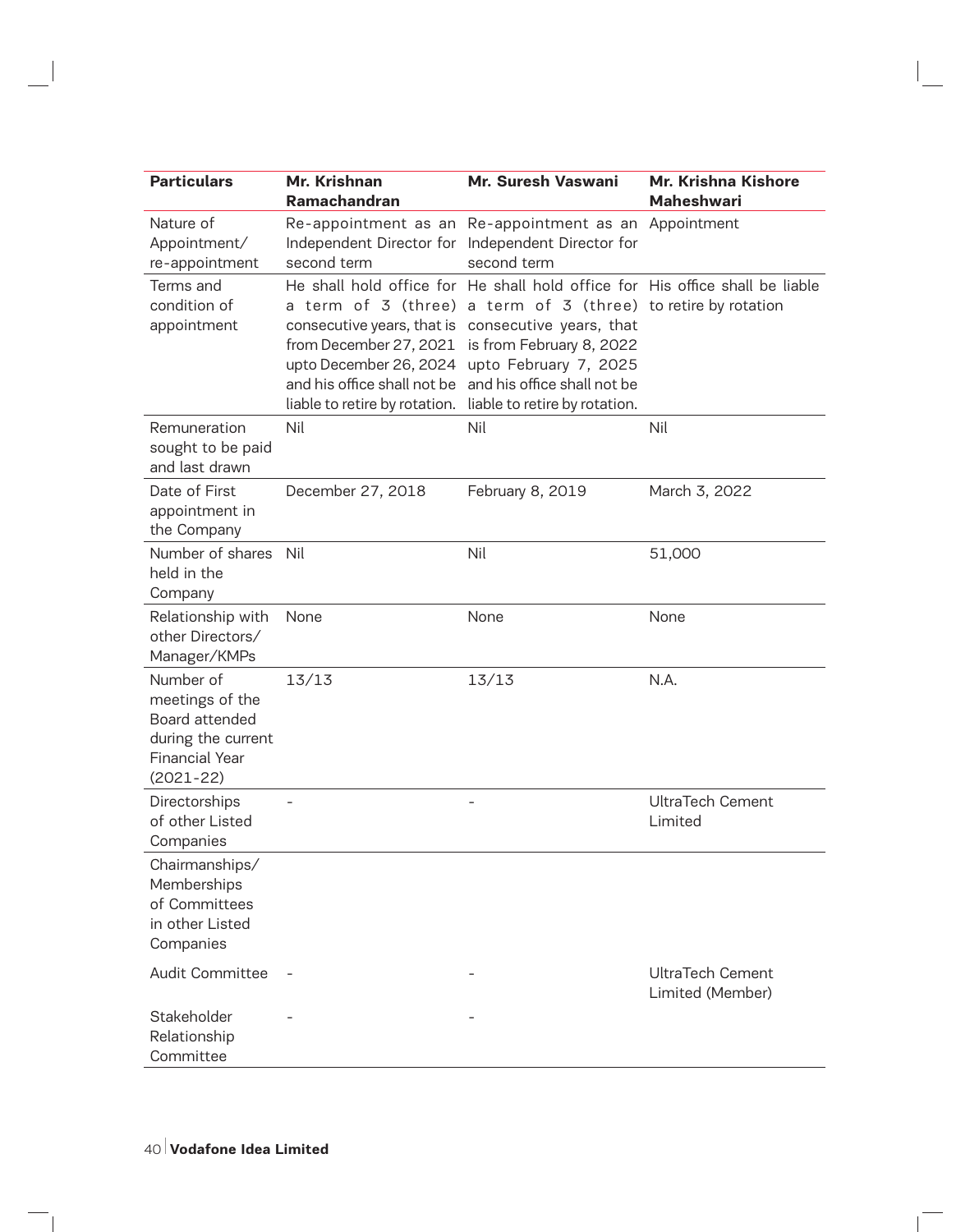| Particulars | Mr. Krishnan Ramachandran | Mr. Suresh Vaswani | Mr. Krishna Kishore Maheshwari |
|---|---|---|---|
| Nature of Appointment/ re-appointment | Re-appointment as an Independent Director for second term | Re-appointment as an Independent Director for second term | Appointment |
| Terms and condition of appointment | He shall hold office for a term of 3 (three) consecutive years, that is from December 27, 2021 upto December 26, 2024 and his office shall not be liable to retire by rotation. | He shall hold office for a term of 3 (three) consecutive years, that is from February 8, 2022 upto February 7, 2025 and his office shall not be liable to retire by rotation. | His office shall be liable to retire by rotation |
| Remuneration sought to be paid and last drawn | Nil | Nil | Nil |
| Date of First appointment in the Company | December 27, 2018 | February 8, 2019 | March 3, 2022 |
| Number of shares held in the Company | Nil | Nil | 51,000 |
| Relationship with other Directors/ Manager/KMPs | None | None | None |
| Number of meetings of the Board attended during the current Financial Year (2021-22) | 13/13 | 13/13 | N.A. |
| Directorships of other Listed Companies | - | - | UltraTech Cement Limited |
| Chairmanships/ Memberships of Committees in other Listed Companies | | | |
| Audit Committee | - | - | UltraTech Cement Limited (Member) |
| Stakeholder Relationship Committee | - | - | |